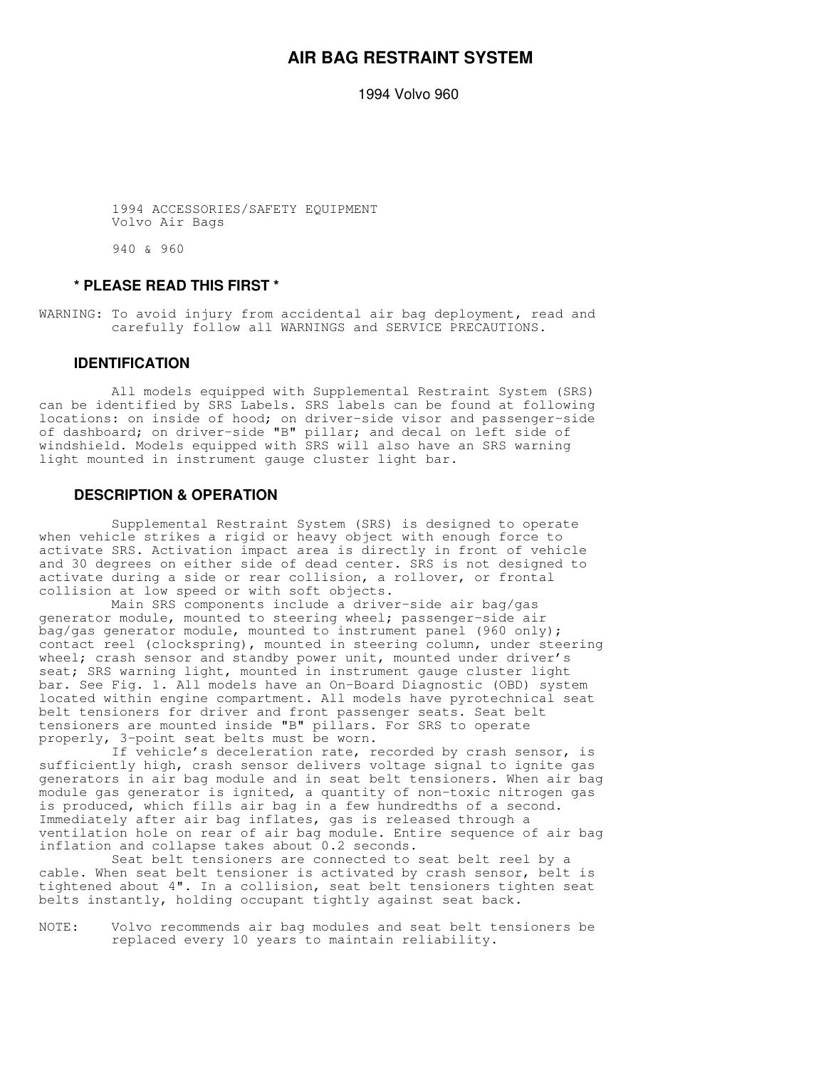# AIR BAG RESTRAINT SYSTEM

1994 Volvo 960

1994 ACCESSORIES/SAFETY EQUIPMENT
Volvo Air Bags

940 & 960

## * PLEASE READ THIS FIRST *

WARNING: To avoid injury from accidental air bag deployment, read and carefully follow all WARNINGS and SERVICE PRECAUTIONS.

## IDENTIFICATION

All models equipped with Supplemental Restraint System (SRS) can be identified by SRS Labels. SRS labels can be found at following locations: on inside of hood; on driver-side visor and passenger-side of dashboard; on driver-side "B" pillar; and decal on left side of windshield. Models equipped with SRS will also have an SRS warning light mounted in instrument gauge cluster light bar.

## DESCRIPTION & OPERATION

Supplemental Restraint System (SRS) is designed to operate when vehicle strikes a rigid or heavy object with enough force to activate SRS. Activation impact area is directly in front of vehicle and 30 degrees on either side of dead center. SRS is not designed to activate during a side or rear collision, a rollover, or frontal collision at low speed or with soft objects.

Main SRS components include a driver-side air bag/gas generator module, mounted to steering wheel; passenger-side air bag/gas generator module, mounted to instrument panel (960 only); contact reel (clockspring), mounted in steering column, under steering wheel; crash sensor and standby power unit, mounted under driver's seat; SRS warning light, mounted in instrument gauge cluster light bar. See Fig. 1. All models have an On-Board Diagnostic (OBD) system located within engine compartment. All models have pyrotechnical seat belt tensioners for driver and front passenger seats. Seat belt tensioners are mounted inside "B" pillars. For SRS to operate properly, 3-point seat belts must be worn.

If vehicle's deceleration rate, recorded by crash sensor, is sufficiently high, crash sensor delivers voltage signal to ignite gas generators in air bag module and in seat belt tensioners. When air bag module gas generator is ignited, a quantity of non-toxic nitrogen gas is produced, which fills air bag in a few hundredths of a second. Immediately after air bag inflates, gas is released through a ventilation hole on rear of air bag module. Entire sequence of air bag inflation and collapse takes about 0.2 seconds.

Seat belt tensioners are connected to seat belt reel by a cable. When seat belt tensioner is activated by crash sensor, belt is tightened about 4". In a collision, seat belt tensioners tighten seat belts instantly, holding occupant tightly against seat back.

NOTE: Volvo recommends air bag modules and seat belt tensioners be replaced every 10 years to maintain reliability.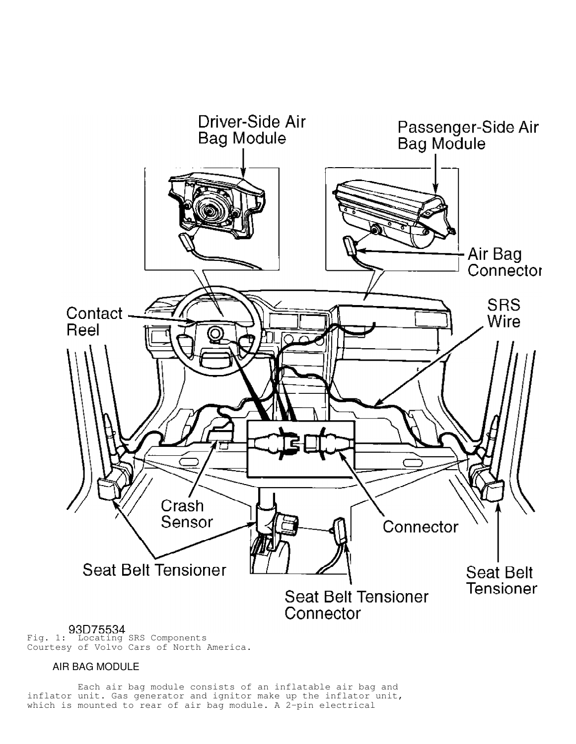Fig. 1: Locating SRS Components
Courtesy of Volvo Cars of North America.

AIR BAG MODULE

Each air bag module consists of an inflatable air bag and inflator unit. Gas generator and ignitor make up the inflator unit, which is mounted to rear of air bag module. A 2-pin electrical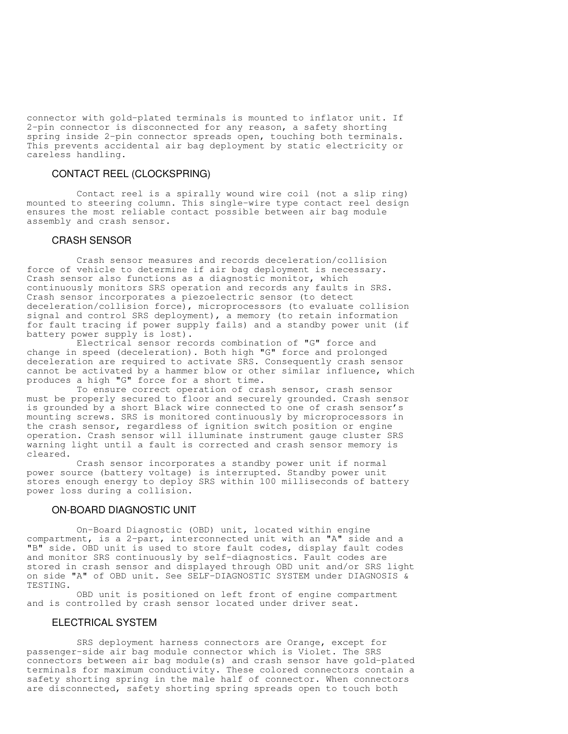connector with gold-plated terminals is mounted to inflator unit. If 2-pin connector is disconnected for any reason, a safety shorting spring inside 2-pin connector spreads open, touching both terminals. This prevents accidental air bag deployment by static electricity or careless handling.

## CONTACT REEL (CLOCKSPRING)

Contact reel is a spirally wound wire coil (not a slip ring) mounted to steering column. This single-wire type contact reel design ensures the most reliable contact possible between air bag module assembly and crash sensor.

## CRASH SENSOR

Crash sensor measures and records deceleration/collision force of vehicle to determine if air bag deployment is necessary. Crash sensor also functions as a diagnostic monitor, which continuously monitors SRS operation and records any faults in SRS. Crash sensor incorporates a piezoelectric sensor (to detect deceleration/collision force), microprocessors (to evaluate collision signal and control SRS deployment), a memory (to retain information for fault tracing if power supply fails) and a standby power unit (if battery power supply is lost).

Electrical sensor records combination of "G" force and change in speed (deceleration). Both high "G" force and prolonged deceleration are required to activate SRS. Consequently crash sensor cannot be activated by a hammer blow or other similar influence, which produces a high "G" force for a short time.

To ensure correct operation of crash sensor, crash sensor must be properly secured to floor and securely grounded. Crash sensor is grounded by a short Black wire connected to one of crash sensor's mounting screws. SRS is monitored continuously by microprocessors in the crash sensor, regardless of ignition switch position or engine operation. Crash sensor will illuminate instrument gauge cluster SRS warning light until a fault is corrected and crash sensor memory is cleared.

Crash sensor incorporates a standby power unit if normal power source (battery voltage) is interrupted. Standby power unit stores enough energy to deploy SRS within 100 milliseconds of battery power loss during a collision.

## ON-BOARD DIAGNOSTIC UNIT

On-Board Diagnostic (OBD) unit, located within engine compartment, is a 2-part, interconnected unit with an "A" side and a "B" side. OBD unit is used to store fault codes, display fault codes and monitor SRS continuously by self-diagnostics. Fault codes are stored in crash sensor and displayed through OBD unit and/or SRS light on side "A" of OBD unit. See SELF-DIAGNOSTIC SYSTEM under DIAGNOSIS & TESTING.

OBD unit is positioned on left front of engine compartment and is controlled by crash sensor located under driver seat.

## ELECTRICAL SYSTEM

SRS deployment harness connectors are Orange, except for passenger-side air bag module connector which is Violet. The SRS connectors between air bag module(s) and crash sensor have gold-plated terminals for maximum conductivity. These colored connectors contain a safety shorting spring in the male half of connector. When connectors are disconnected, safety shorting spring spreads open to touch both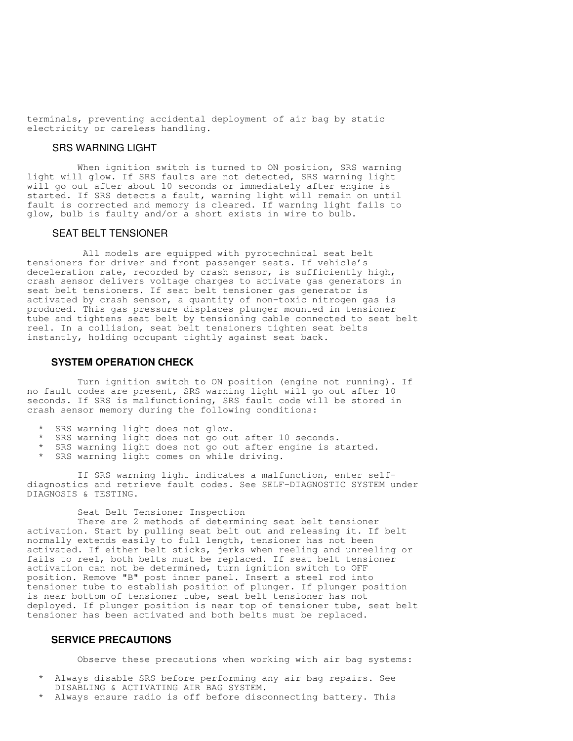terminals, preventing accidental deployment of air bag by static electricity or careless handling.

### SRS WARNING LIGHT

When ignition switch is turned to ON position, SRS warning light will glow. If SRS faults are not detected, SRS warning light will go out after about 10 seconds or immediately after engine is started. If SRS detects a fault, warning light will remain on until fault is corrected and memory is cleared. If warning light fails to glow, bulb is faulty and/or a short exists in wire to bulb.

### SEAT BELT TENSIONER

All models are equipped with pyrotechnical seat belt tensioners for driver and front passenger seats. If vehicle's deceleration rate, recorded by crash sensor, is sufficiently high, crash sensor delivers voltage charges to activate gas generators in seat belt tensioners. If seat belt tensioner gas generator is activated by crash sensor, a quantity of non-toxic nitrogen gas is produced. This gas pressure displaces plunger mounted in tensioner tube and tightens seat belt by tensioning cable connected to seat belt reel. In a collision, seat belt tensioners tighten seat belts instantly, holding occupant tightly against seat back.

## SYSTEM OPERATION CHECK

Turn ignition switch to ON position (engine not running). If no fault codes are present, SRS warning light will go out after 10 seconds. If SRS is malfunctioning, SRS fault code will be stored in crash sensor memory during the following conditions:

* SRS warning light does not glow.
* SRS warning light does not go out after 10 seconds.
* SRS warning light does not go out after engine is started.
* SRS warning light comes on while driving.

If SRS warning light indicates a malfunction, enter self-diagnostics and retrieve fault codes. See SELF-DIAGNOSTIC SYSTEM under DIAGNOSIS & TESTING.

Seat Belt Tensioner Inspection

There are 2 methods of determining seat belt tensioner activation. Start by pulling seat belt out and releasing it. If belt normally extends easily to full length, tensioner has not been activated. If either belt sticks, jerks when reeling and unreeling or fails to reel, both belts must be replaced. If seat belt tensioner activation can not be determined, turn ignition switch to OFF position. Remove "B" post inner panel. Insert a steel rod into tensioner tube to establish position of plunger. If plunger position is near bottom of tensioner tube, seat belt tensioner has not deployed. If plunger position is near top of tensioner tube, seat belt tensioner has been activated and both belts must be replaced.

## SERVICE PRECAUTIONS

Observe these precautions when working with air bag systems:

* Always disable SRS before performing any air bag repairs. See DISABLING & ACTIVATING AIR BAG SYSTEM.
* Always ensure radio is off before disconnecting battery. This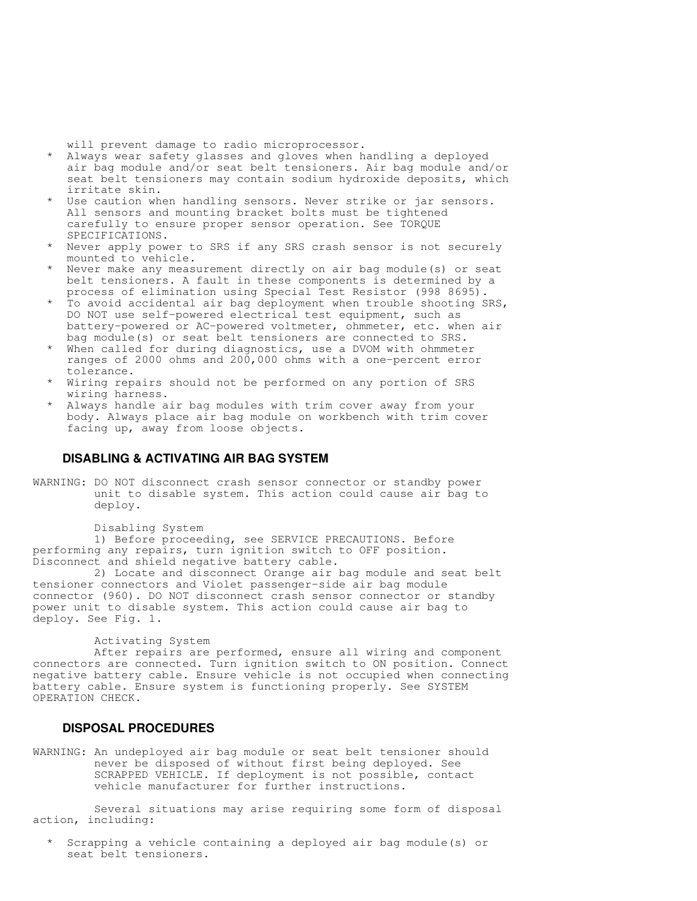will prevent damage to radio microprocessor.

* Always wear safety glasses and gloves when handling a deployed air bag module and/or seat belt tensioners. Air bag module and/or seat belt tensioners may contain sodium hydroxide deposits, which irritate skin.
* Use caution when handling sensors. Never strike or jar sensors. All sensors and mounting bracket bolts must be tightened carefully to ensure proper sensor operation. See TORQUE SPECIFICATIONS.
* Never apply power to SRS if any SRS crash sensor is not securely mounted to vehicle.
* Never make any measurement directly on air bag module(s) or seat belt tensioners. A fault in these components is determined by a process of elimination using Special Test Resistor (998 8695).
* To avoid accidental air bag deployment when trouble shooting SRS, DO NOT use self-powered electrical test equipment, such as battery-powered or AC-powered voltmeter, ohmmeter, etc. when air bag module(s) or seat belt tensioners are connected to SRS.
* When called for during diagnostics, use a DVOM with ohmmeter ranges of 2000 ohms and 200,000 ohms with a one-percent error tolerance.
* Wiring repairs should not be performed on any portion of SRS wiring harness.
* Always handle air bag modules with trim cover away from your body. Always place air bag module on workbench with trim cover facing up, away from loose objects.

### DISABLING & ACTIVATING AIR BAG SYSTEM

WARNING: DO NOT disconnect crash sensor connector or standby power unit to disable system. This action could cause air bag to deploy.

Disabling System

1) Before proceeding, see SERVICE PRECAUTIONS. Before performing any repairs, turn ignition switch to OFF position. Disconnect and shield negative battery cable.

2) Locate and disconnect Orange air bag module and seat belt tensioner connectors and Violet passenger-side air bag module connector (960). DO NOT disconnect crash sensor connector or standby power unit to disable system. This action could cause air bag to deploy. See Fig. 1.

Activating System

After repairs are performed, ensure all wiring and component connectors are connected. Turn ignition switch to ON position. Connect negative battery cable. Ensure vehicle is not occupied when connecting battery cable. Ensure system is functioning properly. See SYSTEM OPERATION CHECK.

### DISPOSAL PROCEDURES

WARNING: An undeployed air bag module or seat belt tensioner should never be disposed of without first being deployed. See SCRAPPED VEHICLE. If deployment is not possible, contact vehicle manufacturer for further instructions.

Several situations may arise requiring some form of disposal action, including:

* Scrapping a vehicle containing a deployed air bag module(s) or seat belt tensioners.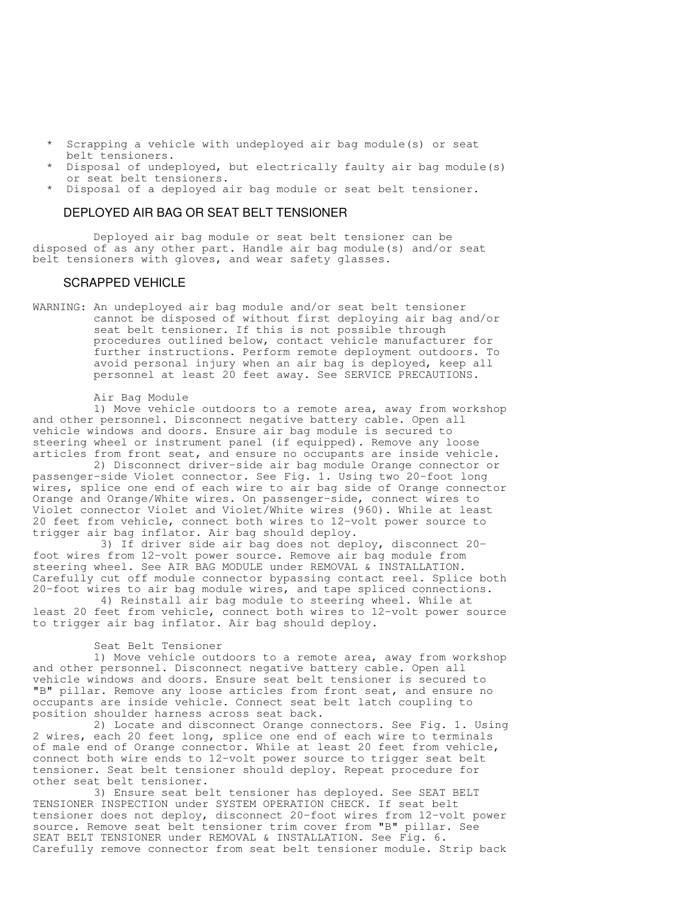* Scrapping a vehicle with undeployed air bag module(s) or seat belt tensioners.
* Disposal of undeployed, but electrically faulty air bag module(s) or seat belt tensioners.
* Disposal of a deployed air bag module or seat belt tensioner.

## DEPLOYED AIR BAG OR SEAT BELT TENSIONER

Deployed air bag module or seat belt tensioner can be disposed of as any other part. Handle air bag module(s) and/or seat belt tensioners with gloves, and wear safety glasses.

## SCRAPPED VEHICLE

WARNING: An undeployed air bag module and/or seat belt tensioner cannot be disposed of without first deploying air bag and/or seat belt tensioner. If this is not possible through procedures outlined below, contact vehicle manufacturer for further instructions. Perform remote deployment outdoors. To avoid personal injury when an air bag is deployed, keep all personnel at least 20 feet away. See SERVICE PRECAUTIONS.

Air Bag Module

1) Move vehicle outdoors to a remote area, away from workshop and other personnel. Disconnect negative battery cable. Open all vehicle windows and doors. Ensure air bag module is secured to steering wheel or instrument panel (if equipped). Remove any loose articles from front seat, and ensure no occupants are inside vehicle.

2) Disconnect driver-side air bag module Orange connector or passenger-side Violet connector. See Fig. 1. Using two 20-foot long wires, splice one end of each wire to air bag side of Orange connector Orange and Orange/White wires. On passenger-side, connect wires to Violet connector Violet and Violet/White wires (960). While at least 20 feet from vehicle, connect both wires to 12-volt power source to trigger air bag inflator. Air bag should deploy.

3) If driver side air bag does not deploy, disconnect 20-foot wires from 12-volt power source. Remove air bag module from steering wheel. See AIR BAG MODULE under REMOVAL & INSTALLATION. Carefully cut off module connector bypassing contact reel. Splice both 20-foot wires to air bag module wires, and tape spliced connections.

4) Reinstall air bag module to steering wheel. While at least 20 feet from vehicle, connect both wires to 12-volt power source to trigger air bag inflator. Air bag should deploy.

Seat Belt Tensioner

1) Move vehicle outdoors to a remote area, away from workshop and other personnel. Disconnect negative battery cable. Open all vehicle windows and doors. Ensure seat belt tensioner is secured to "B" pillar. Remove any loose articles from front seat, and ensure no occupants are inside vehicle. Connect seat belt latch coupling to position shoulder harness across seat back.

2) Locate and disconnect Orange connectors. See Fig. 1. Using 2 wires, each 20 feet long, splice one end of each wire to terminals of male end of Orange connector. While at least 20 feet from vehicle, connect both wire ends to 12-volt power source to trigger seat belt tensioner. Seat belt tensioner should deploy. Repeat procedure for other seat belt tensioner.

3) Ensure seat belt tensioner has deployed. See SEAT BELT TENSIONER INSPECTION under SYSTEM OPERATION CHECK. If seat belt tensioner does not deploy, disconnect 20-foot wires from 12-volt power source. Remove seat belt tensioner trim cover from "B" pillar. See SEAT BELT TENSIONER under REMOVAL & INSTALLATION. See Fig. 6. Carefully remove connector from seat belt tensioner module. Strip back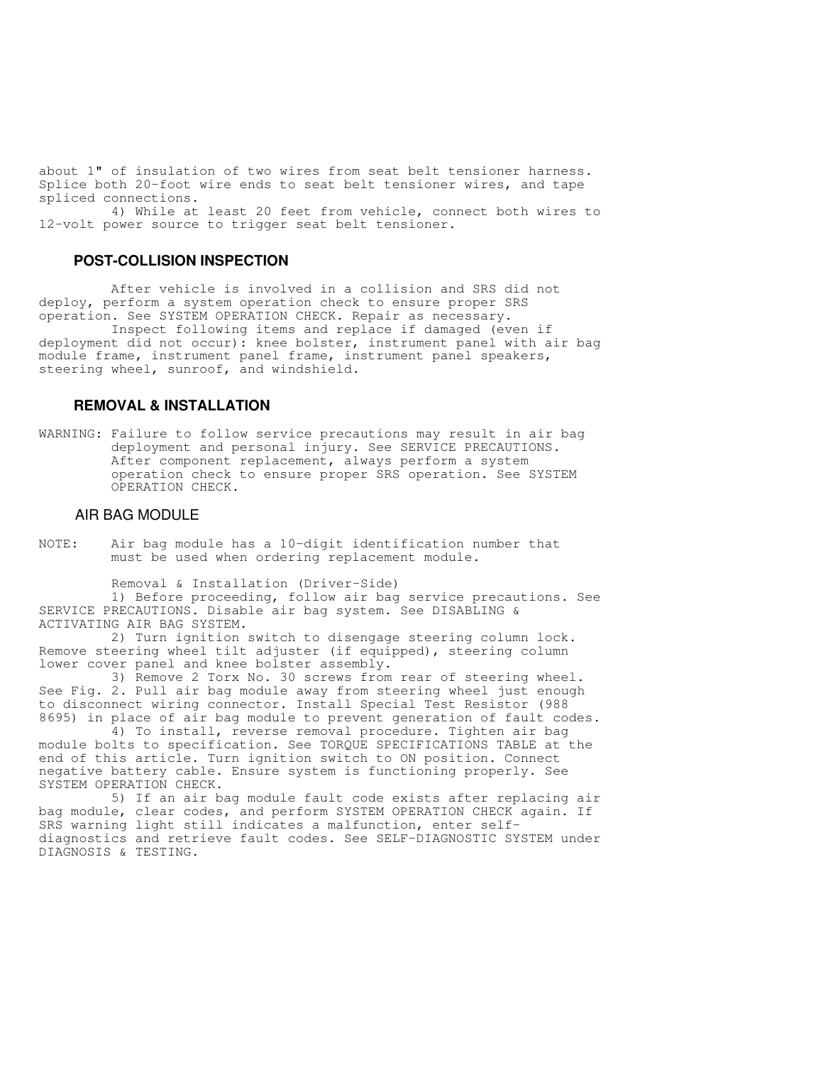about 1" of insulation of two wires from seat belt tensioner harness. Splice both 20-foot wire ends to seat belt tensioner wires, and tape spliced connections.

4) While at least 20 feet from vehicle, connect both wires to 12-volt power source to trigger seat belt tensioner.

## POST-COLLISION INSPECTION

After vehicle is involved in a collision and SRS did not deploy, perform a system operation check to ensure proper SRS operation. See SYSTEM OPERATION CHECK. Repair as necessary.

Inspect following items and replace if damaged (even if deployment did not occur): knee bolster, instrument panel with air bag module frame, instrument panel frame, instrument panel speakers, steering wheel, sunroof, and windshield.

## REMOVAL & INSTALLATION

WARNING: Failure to follow service precautions may result in air bag deployment and personal injury. See SERVICE PRECAUTIONS. After component replacement, always perform a system operation check to ensure proper SRS operation. See SYSTEM OPERATION CHECK.

### AIR BAG MODULE

NOTE: Air bag module has a 10-digit identification number that must be used when ordering replacement module.

Removal & Installation (Driver-Side)

1) Before proceeding, follow air bag service precautions. See SERVICE PRECAUTIONS. Disable air bag system. See DISABLING & ACTIVATING AIR BAG SYSTEM.

2) Turn ignition switch to disengage steering column lock. Remove steering wheel tilt adjuster (if equipped), steering column lower cover panel and knee bolster assembly.

3) Remove 2 Torx No. 30 screws from rear of steering wheel. See Fig. 2. Pull air bag module away from steering wheel just enough to disconnect wiring connector. Install Special Test Resistor (988 8695) in place of air bag module to prevent generation of fault codes.

4) To install, reverse removal procedure. Tighten air bag module bolts to specification. See TORQUE SPECIFICATIONS TABLE at the end of this article. Turn ignition switch to ON position. Connect negative battery cable. Ensure system is functioning properly. See SYSTEM OPERATION CHECK.

5) If an air bag module fault code exists after replacing air bag module, clear codes, and perform SYSTEM OPERATION CHECK again. If SRS warning light still indicates a malfunction, enter self-diagnostics and retrieve fault codes. See SELF-DIAGNOSTIC SYSTEM under DIAGNOSIS & TESTING.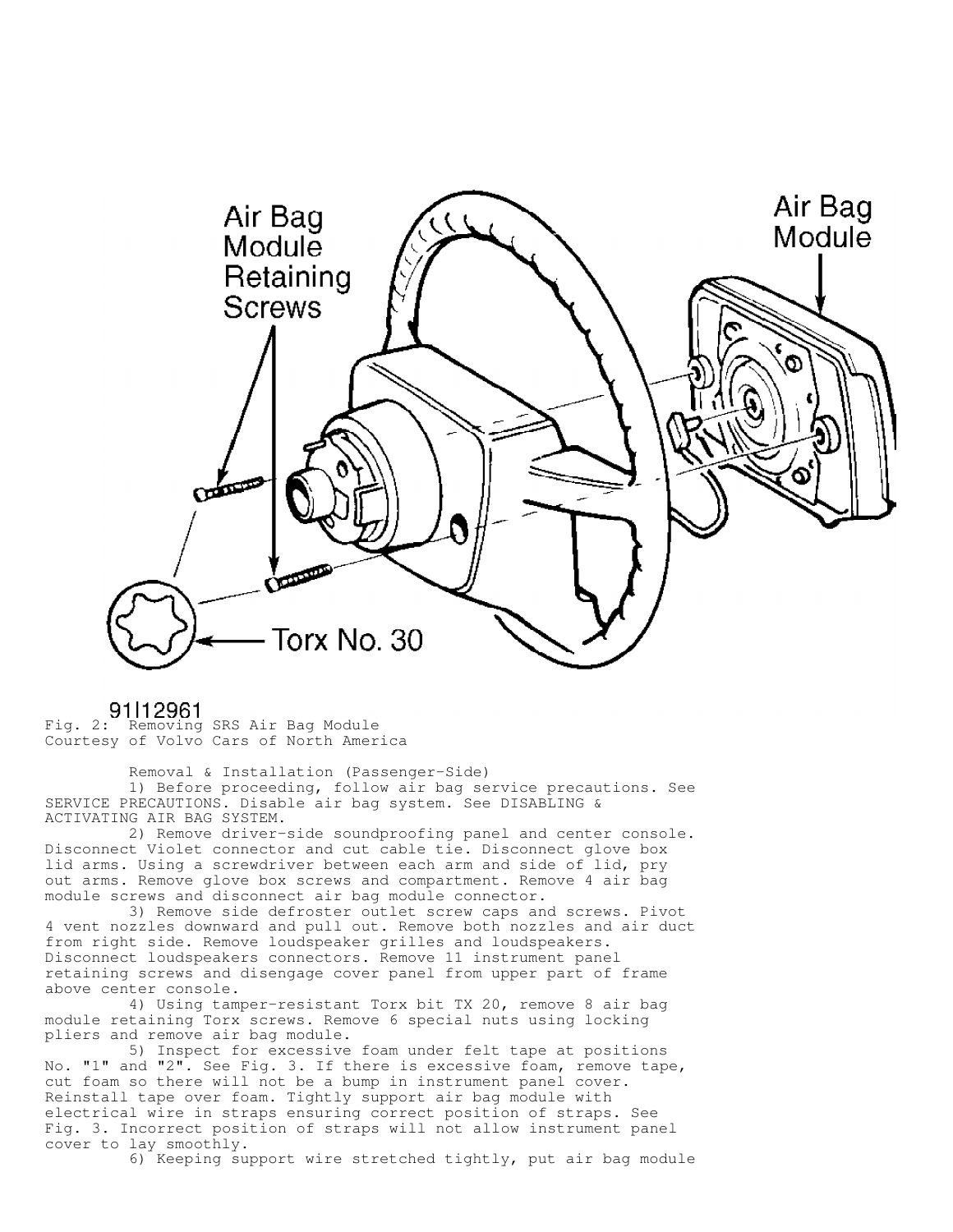Fig. 2: Removing SRS Air Bag Module
Courtesy of Volvo Cars of North America

Removal & Installation (Passenger-Side)

1) Before proceeding, follow air bag service precautions. See SERVICE PRECAUTIONS. Disable air bag system. See DISABLING & ACTIVATING AIR BAG SYSTEM.

2) Remove driver-side soundproofing panel and center console. Disconnect Violet connector and cut cable tie. Disconnect glove box lid arms. Using a screwdriver between each arm and side of lid, pry out arms. Remove glove box screws and compartment. Remove 4 air bag module screws and disconnect air bag module connector.

3) Remove side defroster outlet screw caps and screws. Pivot 4 vent nozzles downward and pull out. Remove both nozzles and air duct from right side. Remove loudspeaker grilles and loudspeakers. Disconnect loudspeakers connectors. Remove 11 instrument panel retaining screws and disengage cover panel from upper part of frame above center console.

4) Using tamper-resistant Torx bit TX 20, remove 8 air bag module retaining Torx screws. Remove 6 special nuts using locking pliers and remove air bag module.

5) Inspect for excessive foam under felt tape at positions No. "1" and "2". See Fig. 3. If there is excessive foam, remove tape, cut foam so there will not be a bump in instrument panel cover. Reinstall tape over foam. Tightly support air bag module with electrical wire in straps ensuring correct position of straps. See Fig. 3. Incorrect position of straps will not allow instrument panel cover to lay smoothly.

6) Keeping support wire stretched tightly, put air bag module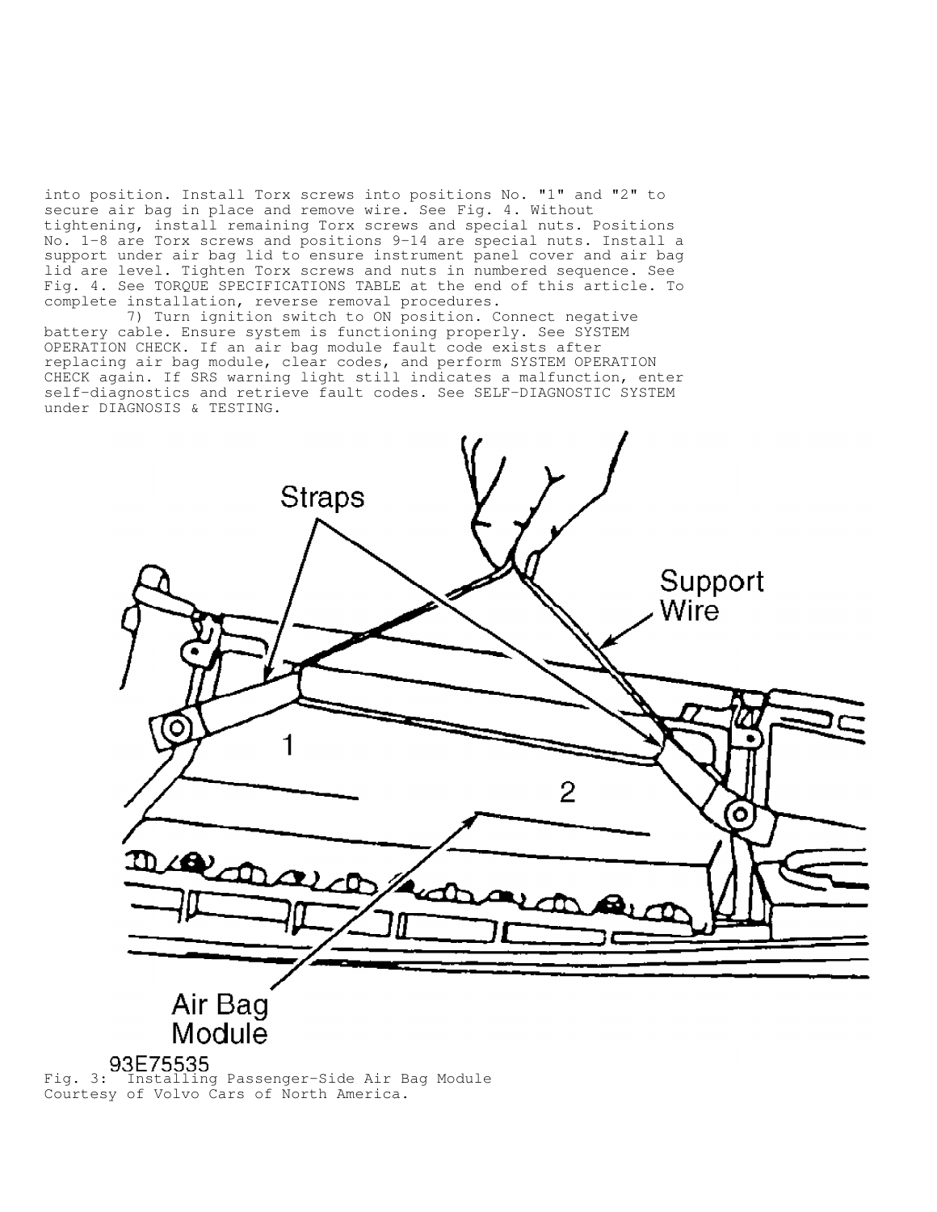into position. Install Torx screws into positions No. "1" and "2" to secure air bag in place and remove wire. See Fig. 4. Without tightening, install remaining Torx screws and special nuts. Positions No. 1-8 are Torx screws and positions 9-14 are special nuts. Install a support under air bag lid to ensure instrument panel cover and air bag lid are level. Tighten Torx screws and nuts in numbered sequence. See Fig. 4. See TORQUE SPECIFICATIONS TABLE at the end of this article. To complete installation, reverse removal procedures.

7) Turn ignition switch to ON position. Connect negative battery cable. Ensure system is functioning properly. See SYSTEM OPERATION CHECK. If an air bag module fault code exists after replacing air bag module, clear codes, and perform SYSTEM OPERATION CHECK again. If SRS warning light still indicates a malfunction, enter self-diagnostics and retrieve fault codes. See SELF-DIAGNOSTIC SYSTEM under DIAGNOSIS & TESTING.

Fig. 3: Installing Passenger-Side Air Bag Module
Courtesy of Volvo Cars of North America.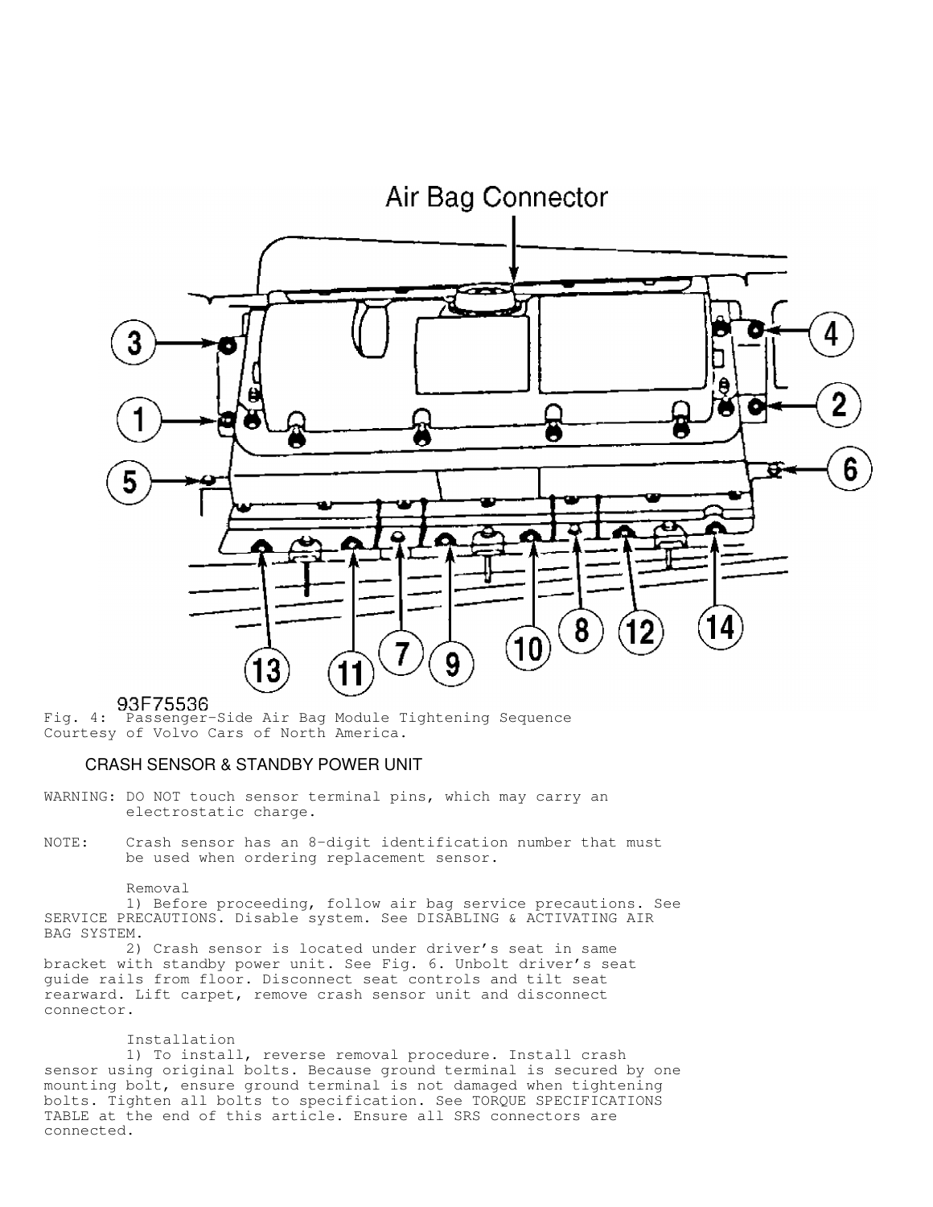Fig. 4: Passenger-Side Air Bag Module Tightening Sequence
Courtesy of Volvo Cars of North America.

## CRASH SENSOR & STANDBY POWER UNIT

WARNING: DO NOT touch sensor terminal pins, which may carry an electrostatic charge.

NOTE: Crash sensor has an 8-digit identification number that must be used when ordering replacement sensor.

### Removal

1) Before proceeding, follow air bag service precautions. See SERVICE PRECAUTIONS. Disable system. See DISABLING & ACTIVATING AIR BAG SYSTEM.

2) Crash sensor is located under driver's seat in same bracket with standby power unit. See Fig. 6. Unbolt driver's seat guide rails from floor. Disconnect seat controls and tilt seat rearward. Lift carpet, remove crash sensor unit and disconnect connector.

### Installation

1) To install, reverse removal procedure. Install crash sensor using original bolts. Because ground terminal is secured by one mounting bolt, ensure ground terminal is not damaged when tightening bolts. Tighten all bolts to specification. See TORQUE SPECIFICATIONS TABLE at the end of this article. Ensure all SRS connectors are connected.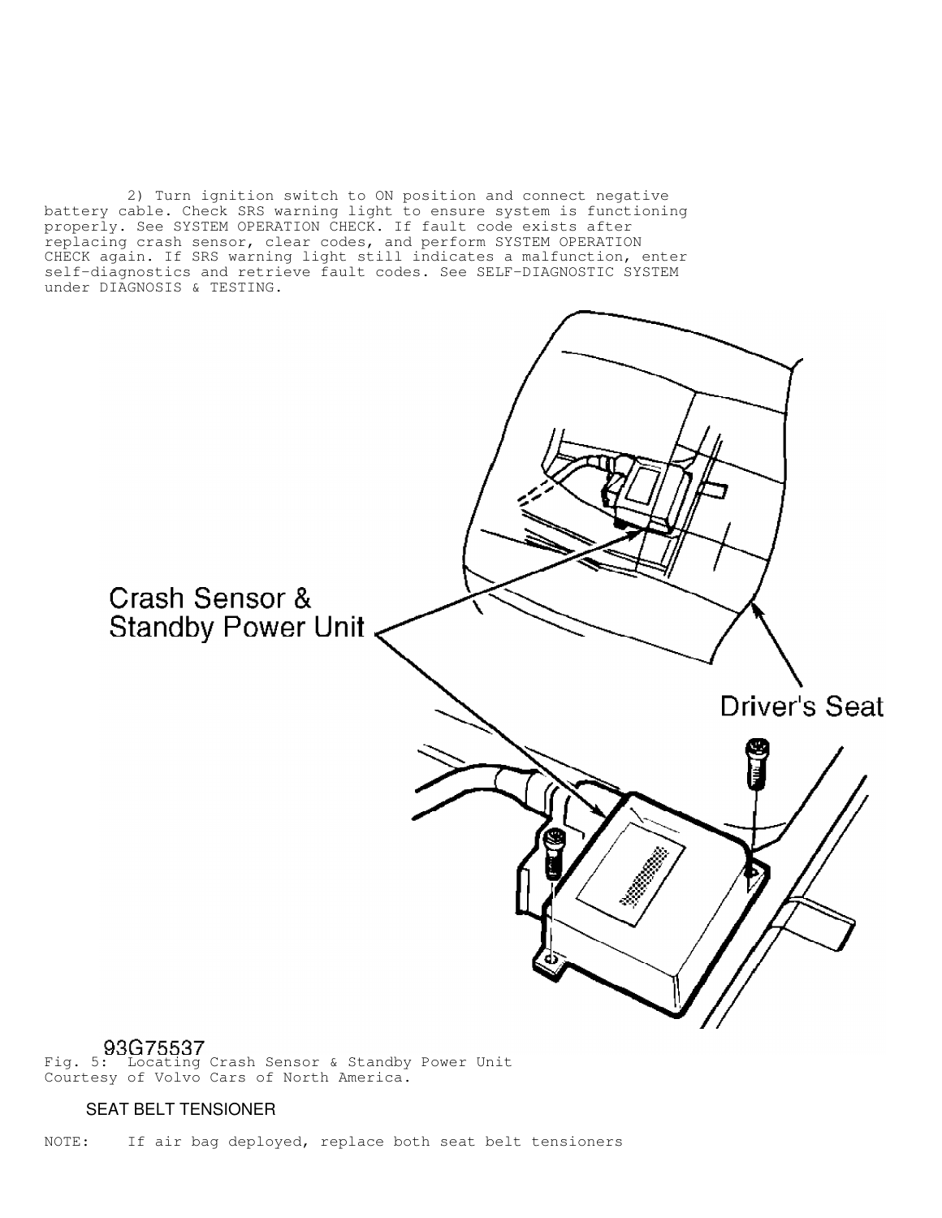2) Turn ignition switch to ON position and connect negative battery cable. Check SRS warning light to ensure system is functioning properly. See SYSTEM OPERATION CHECK. If fault code exists after replacing crash sensor, clear codes, and perform SYSTEM OPERATION CHECK again. If SRS warning light still indicates a malfunction, enter self-diagnostics and retrieve fault codes. See SELF-DIAGNOSTIC SYSTEM under DIAGNOSIS & TESTING.

Fig. 5: Locating Crash Sensor & Standby Power Unit
Courtesy of Volvo Cars of North America.

### SEAT BELT TENSIONER

NOTE: If air bag deployed, replace both seat belt tensioners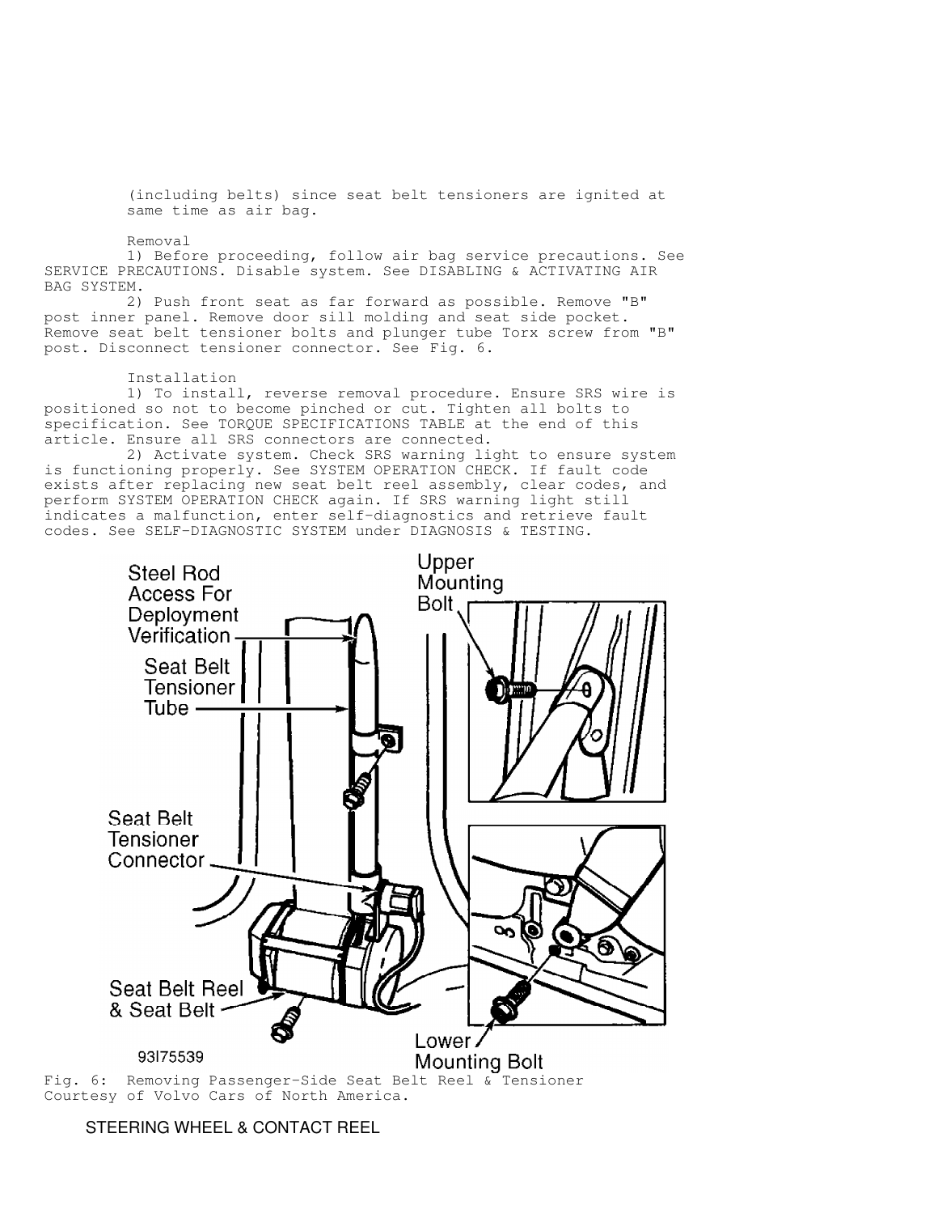(including belts) since seat belt tensioners are ignited at same time as air bag.

Removal

1) Before proceeding, follow air bag service precautions. See SERVICE PRECAUTIONS. Disable system. See DISABLING & ACTIVATING AIR BAG SYSTEM.

2) Push front seat as far forward as possible. Remove "B" post inner panel. Remove door sill molding and seat side pocket. Remove seat belt tensioner bolts and plunger tube Torx screw from "B" post. Disconnect tensioner connector. See Fig. 6.

Installation

1) To install, reverse removal procedure. Ensure SRS wire is positioned so not to become pinched or cut. Tighten all bolts to specification. See TORQUE SPECIFICATIONS TABLE at the end of this article. Ensure all SRS connectors are connected.

2) Activate system. Check SRS warning light to ensure system is functioning properly. See SYSTEM OPERATION CHECK. If fault code exists after replacing new seat belt reel assembly, clear codes, and perform SYSTEM OPERATION CHECK again. If SRS warning light still indicates a malfunction, enter self-diagnostics and retrieve fault codes. See SELF-DIAGNOSTIC SYSTEM under DIAGNOSIS & TESTING.

Fig. 6: Removing Passenger-Side Seat Belt Reel & Tensioner
Courtesy of Volvo Cars of North America.

## STEERING WHEEL & CONTACT REEL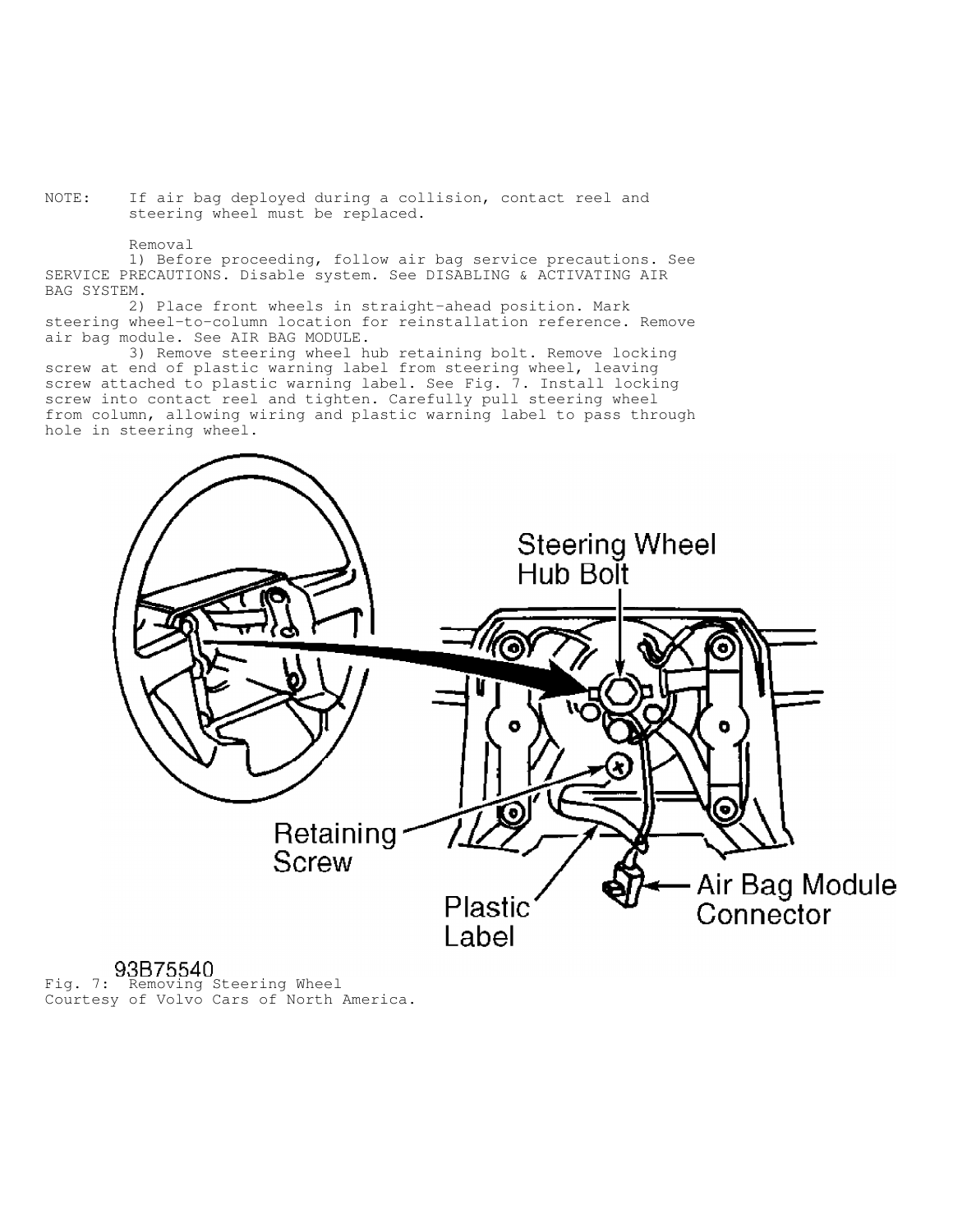NOTE: If air bag deployed during a collision, contact reel and steering wheel must be replaced.

Removal

1) Before proceeding, follow air bag service precautions. See SERVICE PRECAUTIONS. Disable system. See DISABLING & ACTIVATING AIR BAG SYSTEM.

2) Place front wheels in straight-ahead position. Mark steering wheel-to-column location for reinstallation reference. Remove air bag module. See AIR BAG MODULE.

3) Remove steering wheel hub retaining bolt. Remove locking screw at end of plastic warning label from steering wheel, leaving screw attached to plastic warning label. See Fig. 7. Install locking screw into contact reel and tighten. Carefully pull steering wheel from column, allowing wiring and plastic warning label to pass through hole in steering wheel.

Fig. 7: Removing Steering Wheel
Courtesy of Volvo Cars of North America.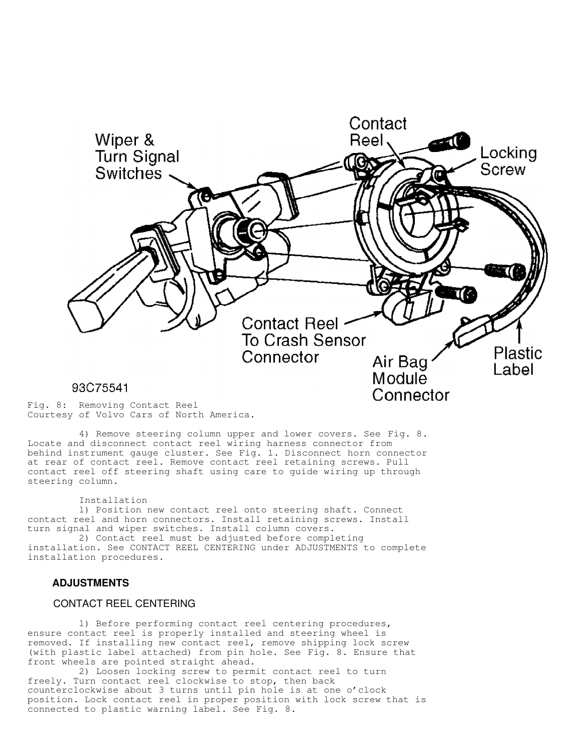Fig. 8: Removing Contact Reel
Courtesy of Volvo Cars of North America.

4) Remove steering column upper and lower covers. See Fig. 8. Locate and disconnect contact reel wiring harness connector from behind instrument gauge cluster. See Fig. 1. Disconnect horn connector at rear of contact reel. Remove contact reel retaining screws. Pull contact reel off steering shaft using care to guide wiring up through steering column.

Installation

1) Position new contact reel onto steering shaft. Connect contact reel and horn connectors. Install retaining screws. Install turn signal and wiper switches. Install column covers.

2) Contact reel must be adjusted before completing installation. See CONTACT REEL CENTERING under ADJUSTMENTS to complete installation procedures.

## ADJUSTMENTS

### CONTACT REEL CENTERING

1) Before performing contact reel centering procedures, ensure contact reel is properly installed and steering wheel is removed. If installing new contact reel, remove shipping lock screw (with plastic label attached) from pin hole. See Fig. 8. Ensure that front wheels are pointed straight ahead.

2) Loosen locking screw to permit contact reel to turn freely. Turn contact reel clockwise to stop, then back counterclockwise about 3 turns until pin hole is at one o'clock position. Lock contact reel in proper position with lock screw that is connected to plastic warning label. See Fig. 8.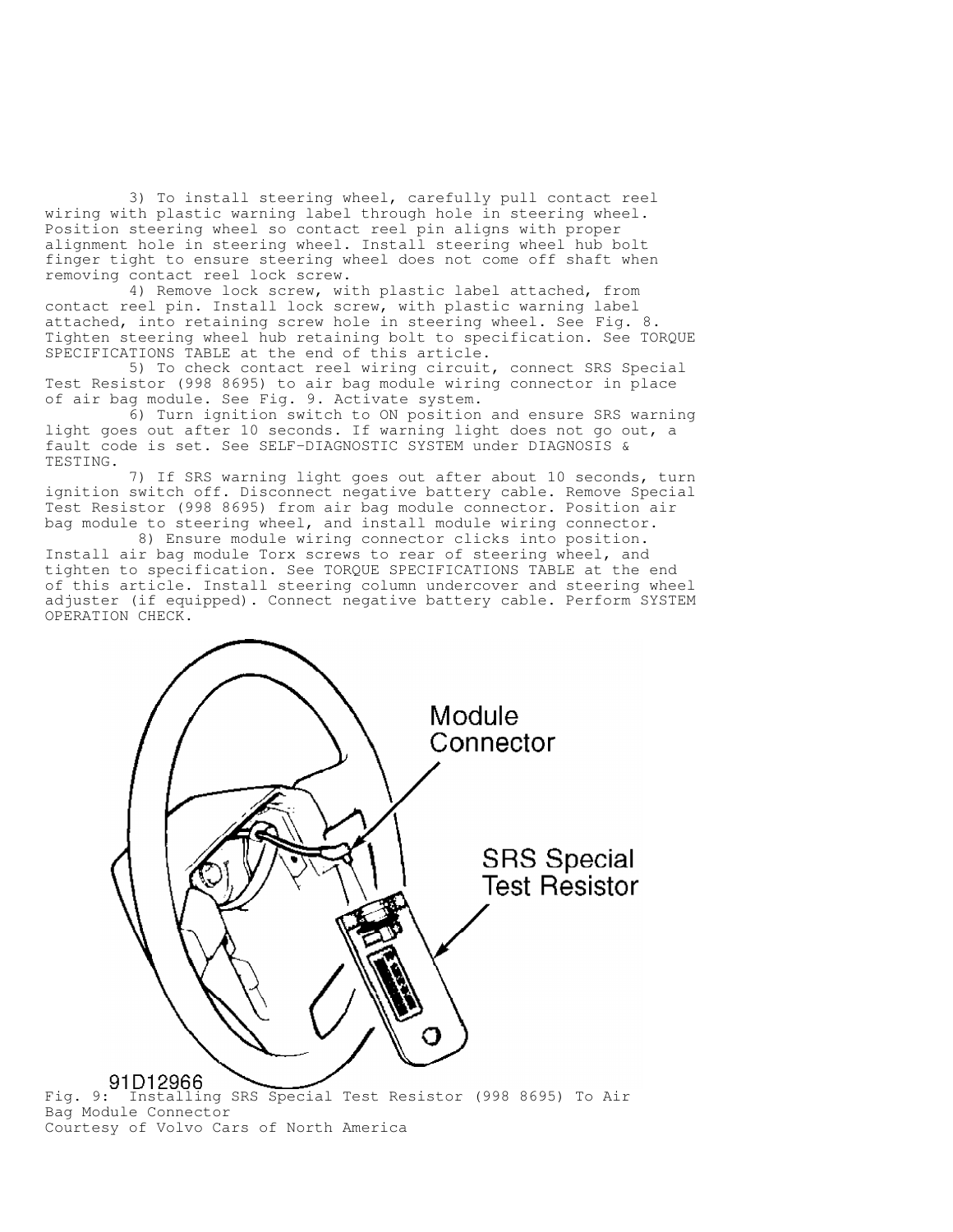3) To install steering wheel, carefully pull contact reel wiring with plastic warning label through hole in steering wheel. Position steering wheel so contact reel pin aligns with proper alignment hole in steering wheel. Install steering wheel hub bolt finger tight to ensure steering wheel does not come off shaft when removing contact reel lock screw.

4) Remove lock screw, with plastic label attached, from contact reel pin. Install lock screw, with plastic warning label attached, into retaining screw hole in steering wheel. See Fig. 8. Tighten steering wheel hub retaining bolt to specification. See TORQUE SPECIFICATIONS TABLE at the end of this article.

5) To check contact reel wiring circuit, connect SRS Special Test Resistor (998 8695) to air bag module wiring connector in place of air bag module. See Fig. 9. Activate system.

6) Turn ignition switch to ON position and ensure SRS warning light goes out after 10 seconds. If warning light does not go out, a fault code is set. See SELF-DIAGNOSTIC SYSTEM under DIAGNOSIS & TESTING.

7) If SRS warning light goes out after about 10 seconds, turn ignition switch off. Disconnect negative battery cable. Remove Special Test Resistor (998 8695) from air bag module connector. Position air bag module to steering wheel, and install module wiring connector.

8) Ensure module wiring connector clicks into position. Install air bag module Torx screws to rear of steering wheel, and tighten to specification. See TORQUE SPECIFICATIONS TABLE at the end of this article. Install steering column undercover and steering wheel adjuster (if equipped). Connect negative battery cable. Perform SYSTEM OPERATION CHECK.

Module Connector

SRS Special Test Resistor

91D12966

Fig. 9: Installing SRS Special Test Resistor (998 8695) To Air Bag Module Connector
Courtesy of Volvo Cars of North America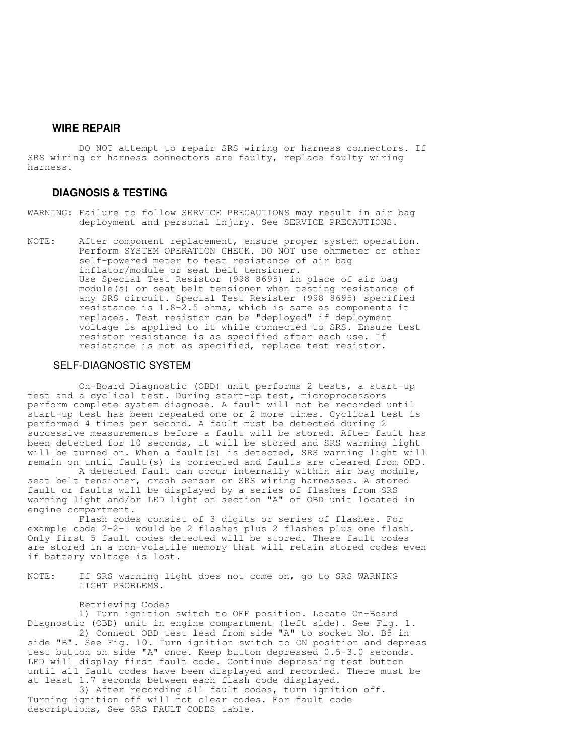## WIRE REPAIR

DO NOT attempt to repair SRS wiring or harness connectors. If SRS wiring or harness connectors are faulty, replace faulty wiring harness.

## DIAGNOSIS & TESTING

WARNING: Failure to follow SERVICE PRECAUTIONS may result in air bag deployment and personal injury. See SERVICE PRECAUTIONS.

NOTE: After component replacement, ensure proper system operation. Perform SYSTEM OPERATION CHECK. DO NOT use ohmmeter or other self-powered meter to test resistance of air bag inflator/module or seat belt tensioner. Use Special Test Resistor (998 8695) in place of air bag module(s) or seat belt tensioner when testing resistance of any SRS circuit. Special Test Resister (998 8695) specified resistance is 1.8-2.5 ohms, which is same as components it replaces. Test resistor can be "deployed" if deployment voltage is applied to it while connected to SRS. Ensure test resistor resistance is as specified after each use. If resistance is not as specified, replace test resistor.

### SELF-DIAGNOSTIC SYSTEM

On-Board Diagnostic (OBD) unit performs 2 tests, a start-up test and a cyclical test. During start-up test, microprocessors perform complete system diagnose. A fault will not be recorded until start-up test has been repeated one or 2 more times. Cyclical test is performed 4 times per second. A fault must be detected during 2 successive measurements before a fault will be stored. After fault has been detected for 10 seconds, it will be stored and SRS warning light will be turned on. When a fault(s) is detected, SRS warning light will remain on until fault(s) is corrected and faults are cleared from OBD.

A detected fault can occur internally within air bag module, seat belt tensioner, crash sensor or SRS wiring harnesses. A stored fault or faults will be displayed by a series of flashes from SRS warning light and/or LED light on section "A" of OBD unit located in engine compartment.

Flash codes consist of 3 digits or series of flashes. For example code 2-2-1 would be 2 flashes plus 2 flashes plus one flash. Only first 5 fault codes detected will be stored. These fault codes are stored in a non-volatile memory that will retain stored codes even if battery voltage is lost.

NOTE: If SRS warning light does not come on, go to SRS WARNING LIGHT PROBLEMS.

Retrieving Codes

1) Turn ignition switch to OFF position. Locate On-Board Diagnostic (OBD) unit in engine compartment (left side). See Fig. 1.

2) Connect OBD test lead from side "A" to socket No. B5 in side "B". See Fig. 10. Turn ignition switch to ON position and depress test button on side "A" once. Keep button depressed 0.5-3.0 seconds. LED will display first fault code. Continue depressing test button until all fault codes have been displayed and recorded. There must be at least 1.7 seconds between each flash code displayed.

3) After recording all fault codes, turn ignition off. Turning ignition off will not clear codes. For fault code descriptions, See SRS FAULT CODES table.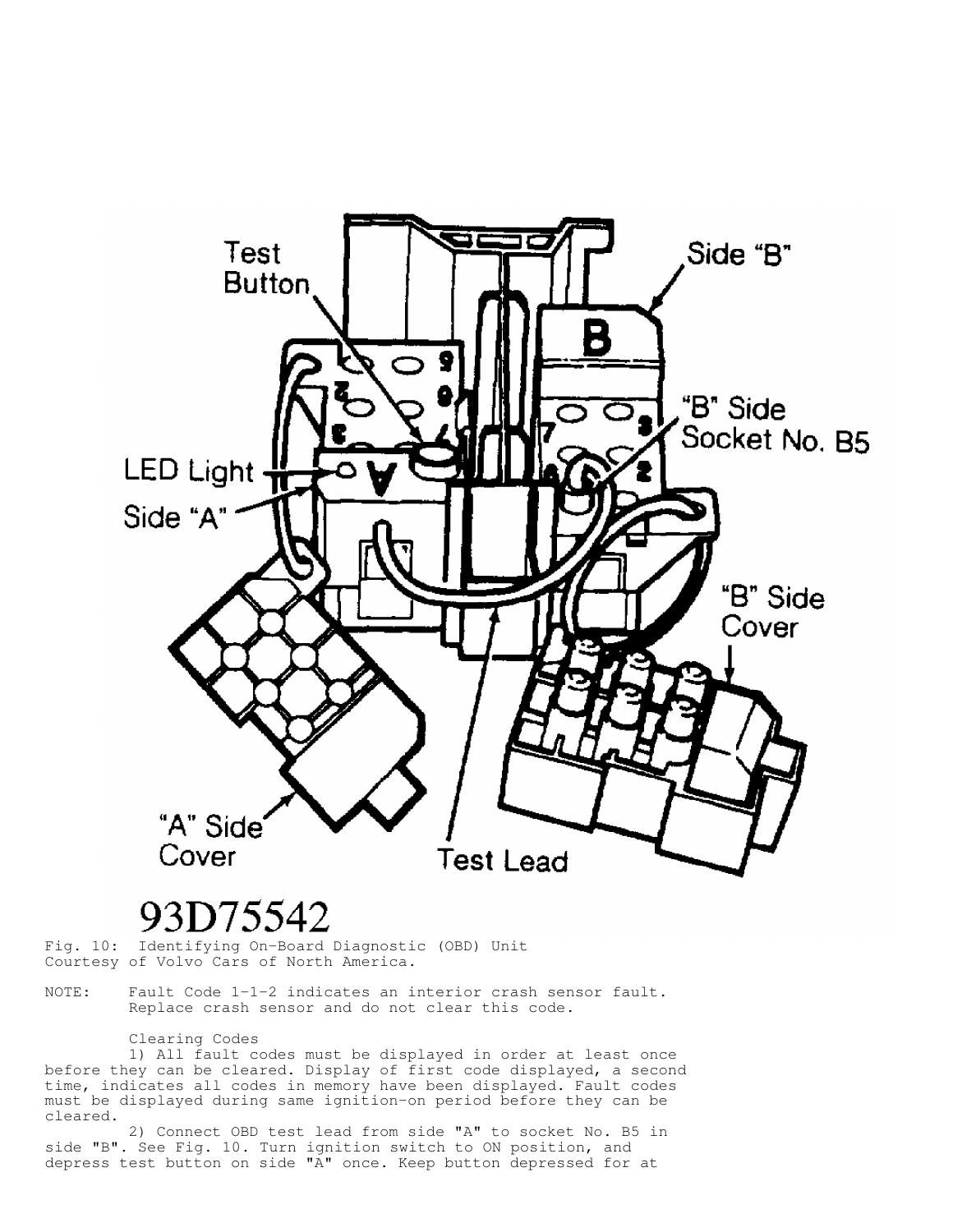93D75542

Fig. 10: Identifying On-Board Diagnostic (OBD) Unit
Courtesy of Volvo Cars of North America.

NOTE: Fault Code 1-1-2 indicates an interior crash sensor fault. Replace crash sensor and do not clear this code.

Clearing Codes

1) All fault codes must be displayed in order at least once before they can be cleared. Display of first code displayed, a second time, indicates all codes in memory have been displayed. Fault codes must be displayed during same ignition-on period before they can be cleared.

2) Connect OBD test lead from side "A" to socket No. B5 in side "B". See Fig. 10. Turn ignition switch to ON position, and depress test button on side "A" once. Keep button depressed for at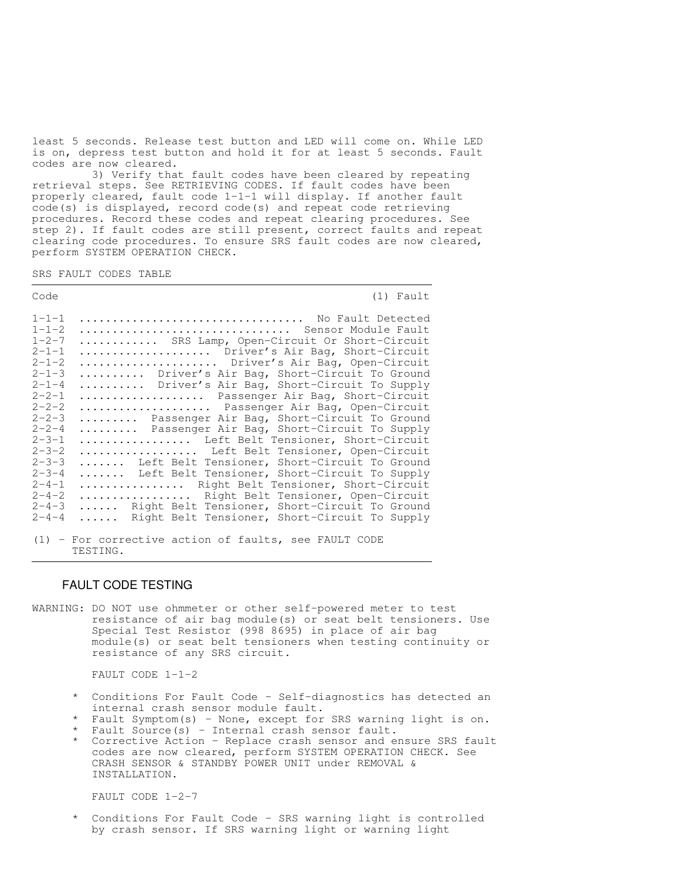least 5 seconds. Release test button and LED will come on. While LED is on, depress test button and hold it for at least 5 seconds. Fault codes are now cleared.

3) Verify that fault codes have been cleared by repeating retrieval steps. See RETRIEVING CODES. If fault codes have been properly cleared, fault code 1-1-1 will display. If another fault code(s) is displayed, record code(s) and repeat code retrieving procedures. Record these codes and repeat clearing procedures. See step 2). If fault codes are still present, correct faults and repeat clearing code procedures. To ensure SRS fault codes are now cleared, perform SYSTEM OPERATION CHECK.

SRS FAULT CODES TABLE

| Code | (1) Fault |
|---|---|
| 1-1-1 | No Fault Detected |
| 1-1-2 | Sensor Module Fault |
| 1-2-7 | SRS Lamp, Open-Circuit Or Short-Circuit |
| 2-1-1 | Driver's Air Bag, Short-Circuit |
| 2-1-2 | Driver's Air Bag, Open-Circuit |
| 2-1-3 | Driver's Air Bag, Short-Circuit To Ground |
| 2-1-4 | Driver's Air Bag, Short-Circuit To Supply |
| 2-2-1 | Passenger Air Bag, Short-Circuit |
| 2-2-2 | Passenger Air Bag, Open-Circuit |
| 2-2-3 | Passenger Air Bag, Short-Circuit To Ground |
| 2-2-4 | Passenger Air Bag, Short-Circuit To Supply |
| 2-3-1 | Left Belt Tensioner, Short-Circuit |
| 2-3-2 | Left Belt Tensioner, Open-Circuit |
| 2-3-3 | Left Belt Tensioner, Short-Circuit To Ground |
| 2-3-4 | Left Belt Tensioner, Short-Circuit To Supply |
| 2-4-1 | Right Belt Tensioner, Short-Circuit |
| 2-4-2 | Right Belt Tensioner, Open-Circuit |
| 2-4-3 | Right Belt Tensioner, Short-Circuit To Ground |
| 2-4-4 | Right Belt Tensioner, Short-Circuit To Supply |

(1) - For corrective action of faults, see FAULT CODE TESTING.

## FAULT CODE TESTING

WARNING: DO NOT use ohmmeter or other self-powered meter to test resistance of air bag module(s) or seat belt tensioners. Use Special Test Resistor (998 8695) in place of air bag module(s) or seat belt tensioners when testing continuity or resistance of any SRS circuit.

FAULT CODE 1-1-2

* Conditions For Fault Code - Self-diagnostics has detected an internal crash sensor module fault.
* Fault Symptom(s) - None, except for SRS warning light is on.
* Fault Source(s) - Internal crash sensor fault.
* Corrective Action - Replace crash sensor and ensure SRS fault codes are now cleared, perform SYSTEM OPERATION CHECK. See CRASH SENSOR & STANDBY POWER UNIT under REMOVAL & INSTALLATION.

FAULT CODE 1-2-7

* Conditions For Fault Code - SRS warning light is controlled by crash sensor. If SRS warning light or warning light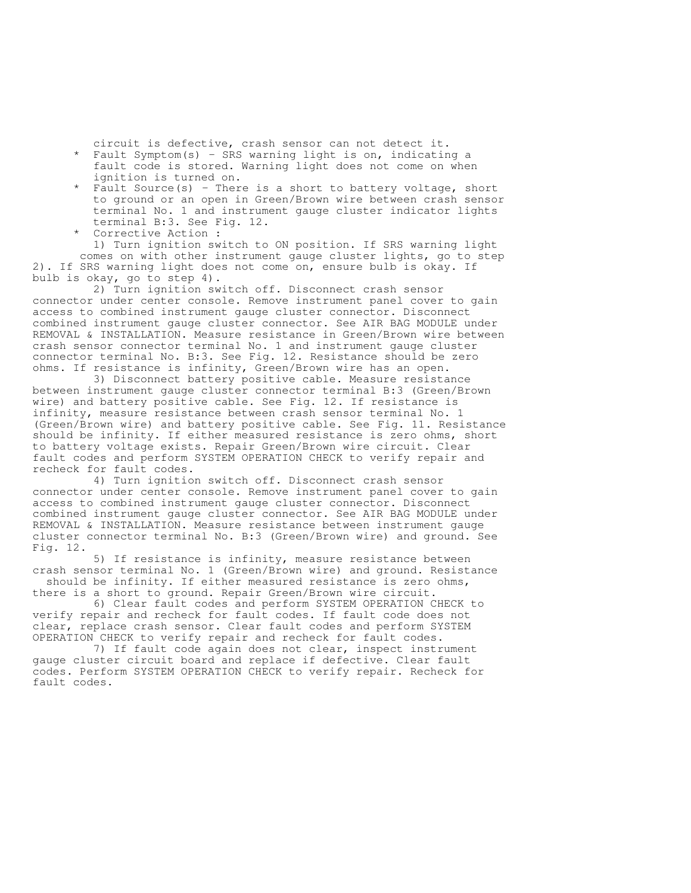circuit is defective, crash sensor can not detect it.

* Fault Symptom(s) - SRS warning light is on, indicating a fault code is stored. Warning light does not come on when ignition is turned on.
* Fault Source(s) - There is a short to battery voltage, short to ground or an open in Green/Brown wire between crash sensor terminal No. 1 and instrument gauge cluster indicator lights terminal B:3. See Fig. 12.
* Corrective Action :

1) Turn ignition switch to ON position. If SRS warning light comes on with other instrument gauge cluster lights, go to step 2). If SRS warning light does not come on, ensure bulb is okay. If bulb is okay, go to step 4).

2) Turn ignition switch off. Disconnect crash sensor connector under center console. Remove instrument panel cover to gain access to combined instrument gauge cluster connector. Disconnect combined instrument gauge cluster connector. See AIR BAG MODULE under REMOVAL & INSTALLATION. Measure resistance in Green/Brown wire between crash sensor connector terminal No. 1 and instrument gauge cluster connector terminal No. B:3. See Fig. 12. Resistance should be zero ohms. If resistance is infinity, Green/Brown wire has an open.

3) Disconnect battery positive cable. Measure resistance between instrument gauge cluster connector terminal B:3 (Green/Brown wire) and battery positive cable. See Fig. 12. If resistance is infinity, measure resistance between crash sensor terminal No. 1 (Green/Brown wire) and battery positive cable. See Fig. 11. Resistance should be infinity. If either measured resistance is zero ohms, short to battery voltage exists. Repair Green/Brown wire circuit. Clear fault codes and perform SYSTEM OPERATION CHECK to verify repair and recheck for fault codes.

4) Turn ignition switch off. Disconnect crash sensor connector under center console. Remove instrument panel cover to gain access to combined instrument gauge cluster connector. Disconnect combined instrument gauge cluster connector. See AIR BAG MODULE under REMOVAL & INSTALLATION. Measure resistance between instrument gauge cluster connector terminal No. B:3 (Green/Brown wire) and ground. See Fig. 12.

5) If resistance is infinity, measure resistance between crash sensor terminal No. 1 (Green/Brown wire) and ground. Resistance should be infinity. If either measured resistance is zero ohms, there is a short to ground. Repair Green/Brown wire circuit.

6) Clear fault codes and perform SYSTEM OPERATION CHECK to verify repair and recheck for fault codes. If fault code does not clear, replace crash sensor. Clear fault codes and perform SYSTEM OPERATION CHECK to verify repair and recheck for fault codes.

7) If fault code again does not clear, inspect instrument gauge cluster circuit board and replace if defective. Clear fault codes. Perform SYSTEM OPERATION CHECK to verify repair. Recheck for fault codes.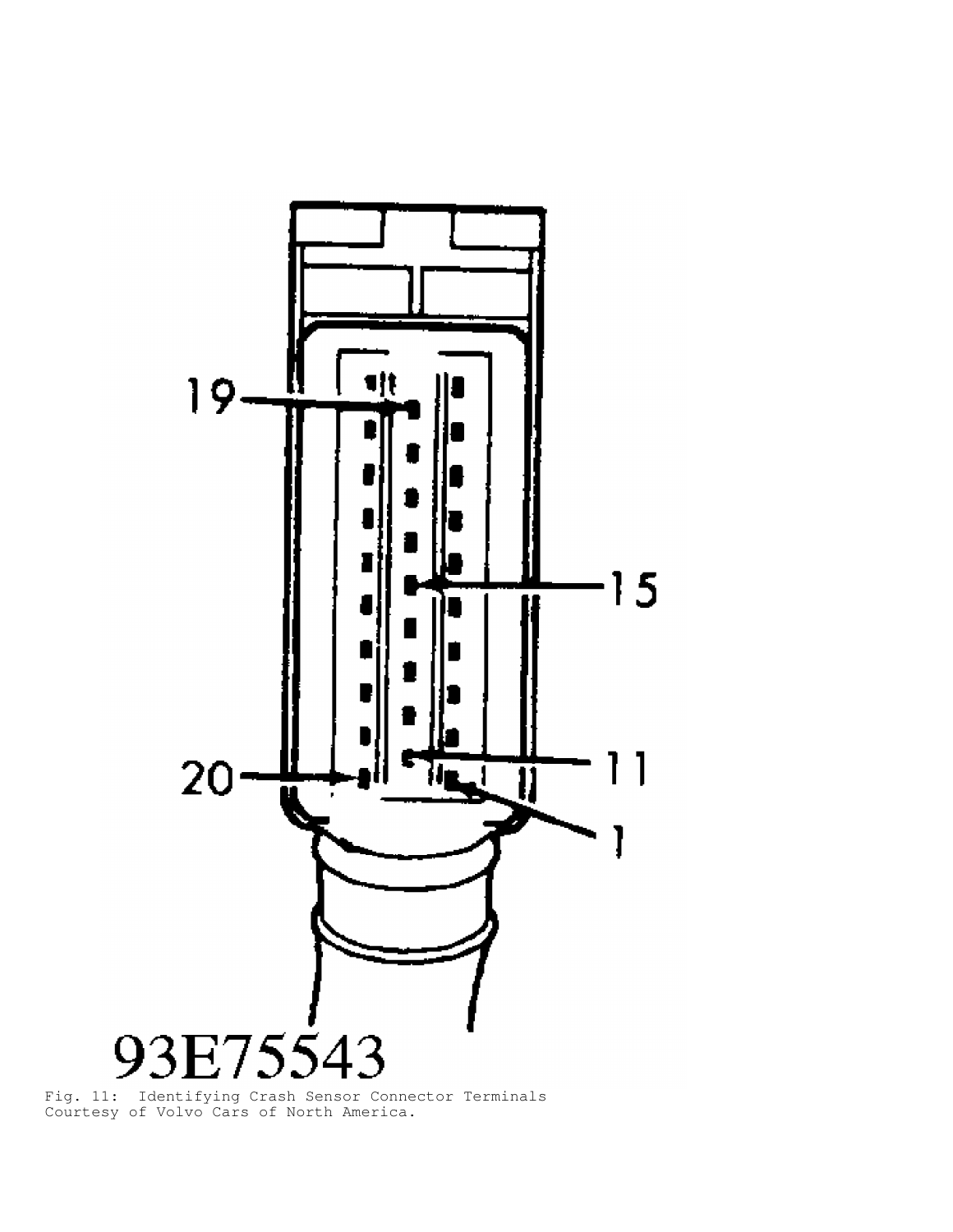Fig. 11: Identifying Crash Sensor Connector Terminals
Courtesy of Volvo Cars of North America.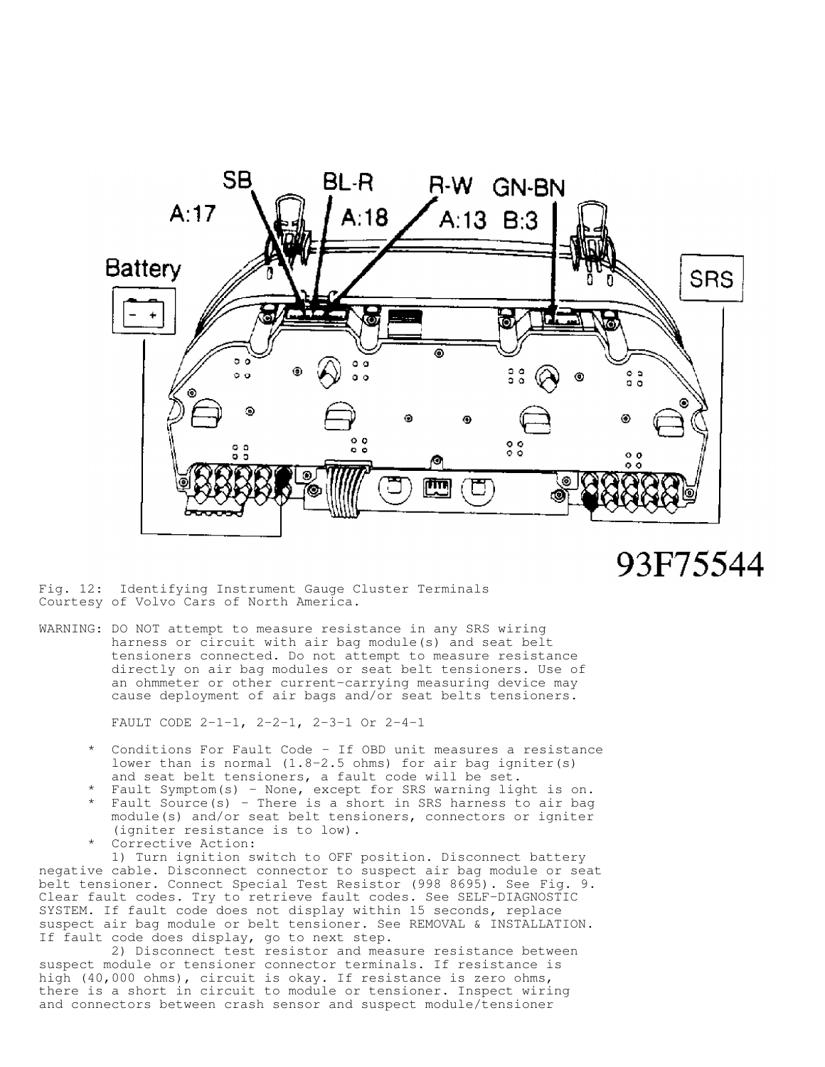Fig. 12: Identifying Instrument Gauge Cluster Terminals
Courtesy of Volvo Cars of North America.

WARNING: DO NOT attempt to measure resistance in any SRS wiring harness or circuit with air bag module(s) and seat belt tensioners connected. Do not attempt to measure resistance directly on air bag modules or seat belt tensioners. Use of an ohmmeter or other current-carrying measuring device may cause deployment of air bags and/or seat belts tensioners.

FAULT CODE 2-1-1, 2-2-1, 2-3-1 Or 2-4-1

* Conditions For Fault Code - If OBD unit measures a resistance lower than is normal (1.8-2.5 ohms) for air bag igniter(s) and seat belt tensioners, a fault code will be set.
* Fault Symptom(s) - None, except for SRS warning light is on.
* Fault Source(s) - There is a short in SRS harness to air bag module(s) and/or seat belt tensioners, connectors or igniter (igniter resistance is to low).
* Corrective Action:

1) Turn ignition switch to OFF position. Disconnect battery negative cable. Disconnect connector to suspect air bag module or seat belt tensioner. Connect Special Test Resistor (998 8695). See Fig. 9. Clear fault codes. Try to retrieve fault codes. See SELF-DIAGNOSTIC SYSTEM. If fault code does not display within 15 seconds, replace suspect air bag module or belt tensioner. See REMOVAL & INSTALLATION. If fault code does display, go to next step.

2) Disconnect test resistor and measure resistance between suspect module or tensioner connector terminals. If resistance is high (40,000 ohms), circuit is okay. If resistance is zero ohms, there is a short in circuit to module or tensioner. Inspect wiring and connectors between crash sensor and suspect module/tensioner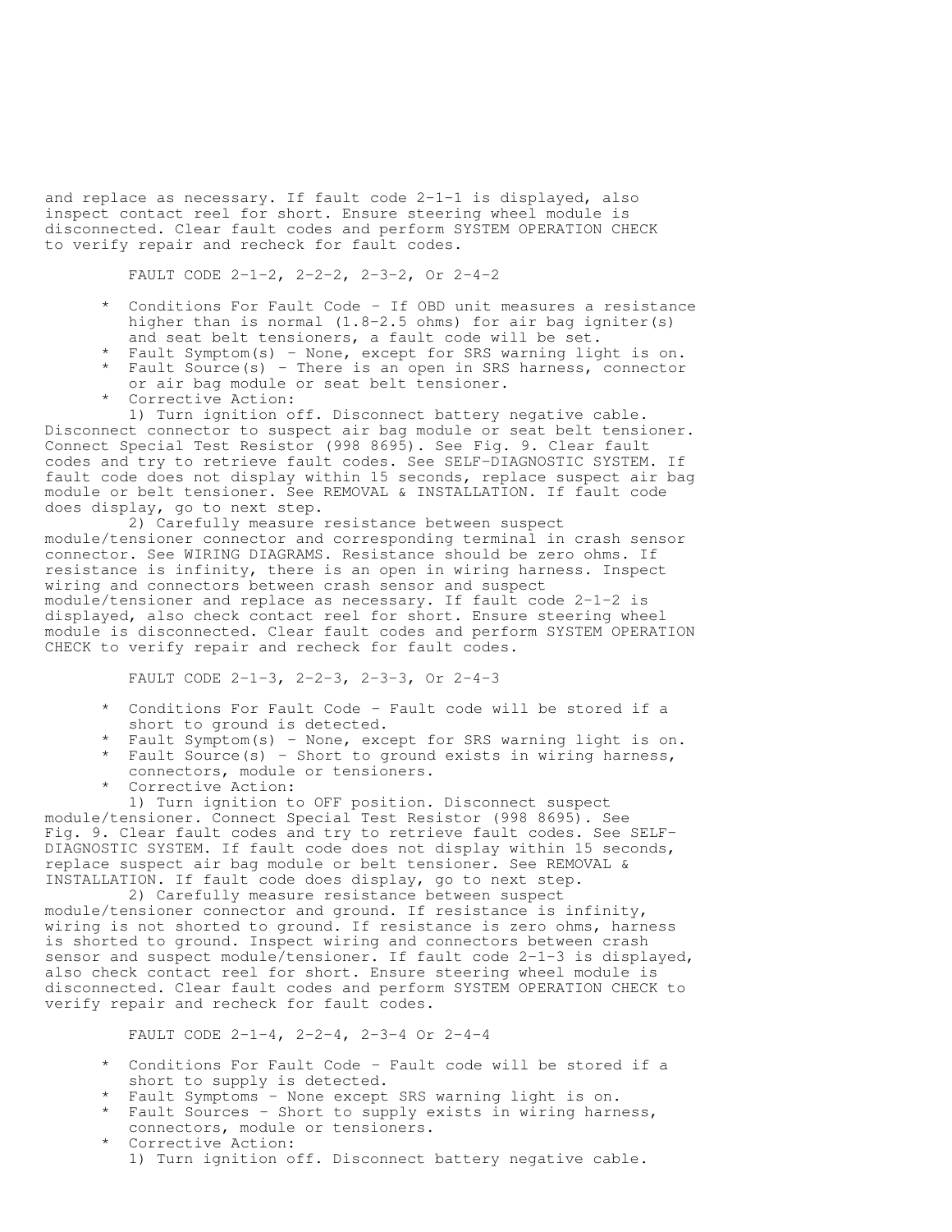and replace as necessary. If fault code 2-1-1 is displayed, also inspect contact reel for short. Ensure steering wheel module is disconnected. Clear fault codes and perform SYSTEM OPERATION CHECK to verify repair and recheck for fault codes.

### FAULT CODE 2-1-2, 2-2-2, 2-3-2, Or 2-4-2

* Conditions For Fault Code - If OBD unit measures a resistance higher than is normal (1.8-2.5 ohms) for air bag igniter(s) and seat belt tensioners, a fault code will be set.
* Fault Symptom(s) - None, except for SRS warning light is on.
* Fault Source(s) - There is an open in SRS harness, connector or air bag module or seat belt tensioner.
* Corrective Action:

1) Turn ignition off. Disconnect battery negative cable. Disconnect connector to suspect air bag module or seat belt tensioner. Connect Special Test Resistor (998 8695). See Fig. 9. Clear fault codes and try to retrieve fault codes. See SELF-DIAGNOSTIC SYSTEM. If fault code does not display within 15 seconds, replace suspect air bag module or belt tensioner. See REMOVAL & INSTALLATION. If fault code does display, go to next step.

2) Carefully measure resistance between suspect module/tensioner connector and corresponding terminal in crash sensor connector. See WIRING DIAGRAMS. Resistance should be zero ohms. If resistance is infinity, there is an open in wiring harness. Inspect wiring and connectors between crash sensor and suspect module/tensioner and replace as necessary. If fault code 2-1-2 is displayed, also check contact reel for short. Ensure steering wheel module is disconnected. Clear fault codes and perform SYSTEM OPERATION CHECK to verify repair and recheck for fault codes.

### FAULT CODE 2-1-3, 2-2-3, 2-3-3, Or 2-4-3

* Conditions For Fault Code - Fault code will be stored if a short to ground is detected.
* Fault Symptom(s) - None, except for SRS warning light is on.
* Fault Source(s) - Short to ground exists in wiring harness, connectors, module or tensioners.
* Corrective Action:

1) Turn ignition to OFF position. Disconnect suspect module/tensioner. Connect Special Test Resistor (998 8695). See Fig. 9. Clear fault codes and try to retrieve fault codes. See SELF-DIAGNOSTIC SYSTEM. If fault code does not display within 15 seconds, replace suspect air bag module or belt tensioner. See REMOVAL & INSTALLATION. If fault code does display, go to next step.

2) Carefully measure resistance between suspect module/tensioner connector and ground. If resistance is infinity, wiring is not shorted to ground. If resistance is zero ohms, harness is shorted to ground. Inspect wiring and connectors between crash sensor and suspect module/tensioner. If fault code 2-1-3 is displayed, also check contact reel for short. Ensure steering wheel module is disconnected. Clear fault codes and perform SYSTEM OPERATION CHECK to verify repair and recheck for fault codes.

### FAULT CODE 2-1-4, 2-2-4, 2-3-4 Or 2-4-4

* Conditions For Fault Code - Fault code will be stored if a short to supply is detected.
* Fault Symptoms - None except SRS warning light is on.
* Fault Sources - Short to supply exists in wiring harness, connectors, module or tensioners.
* Corrective Action:

1) Turn ignition off. Disconnect battery negative cable.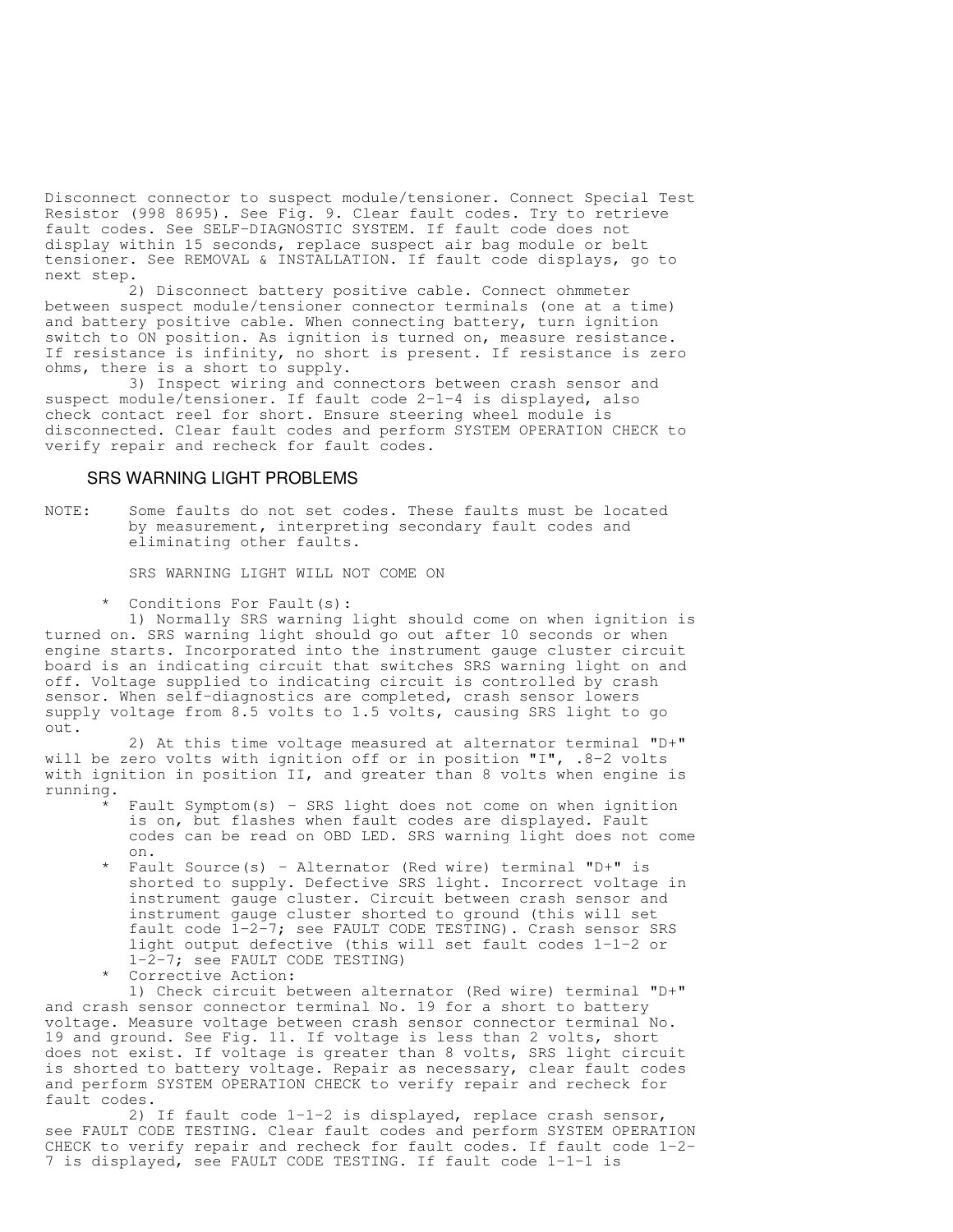Disconnect connector to suspect module/tensioner. Connect Special Test Resistor (998 8695). See Fig. 9. Clear fault codes. Try to retrieve fault codes. See SELF-DIAGNOSTIC SYSTEM. If fault code does not display within 15 seconds, replace suspect air bag module or belt tensioner. See REMOVAL & INSTALLATION. If fault code displays, go to next step.

2) Disconnect battery positive cable. Connect ohmmeter between suspect module/tensioner connector terminals (one at a time) and battery positive cable. When connecting battery, turn ignition switch to ON position. As ignition is turned on, measure resistance. If resistance is infinity, no short is present. If resistance is zero ohms, there is a short to supply.

3) Inspect wiring and connectors between crash sensor and suspect module/tensioner. If fault code 2-1-4 is displayed, also check contact reel for short. Ensure steering wheel module is disconnected. Clear fault codes and perform SYSTEM OPERATION CHECK to verify repair and recheck for fault codes.

## SRS WARNING LIGHT PROBLEMS

NOTE: Some faults do not set codes. These faults must be located by measurement, interpreting secondary fault codes and eliminating other faults.

### SRS WARNING LIGHT WILL NOT COME ON

* Conditions For Fault(s):

1) Normally SRS warning light should come on when ignition is turned on. SRS warning light should go out after 10 seconds or when engine starts. Incorporated into the instrument gauge cluster circuit board is an indicating circuit that switches SRS warning light on and off. Voltage supplied to indicating circuit is controlled by crash sensor. When self-diagnostics are completed, crash sensor lowers supply voltage from 8.5 volts to 1.5 volts, causing SRS light to go out.

2) At this time voltage measured at alternator terminal "D+" will be zero volts with ignition off or in position "I", .8-2 volts with ignition in position II, and greater than 8 volts when engine is running.

* Fault Symptom(s) - SRS light does not come on when ignition is on, but flashes when fault codes are displayed. Fault codes can be read on OBD LED. SRS warning light does not come on.
* Fault Source(s) - Alternator (Red wire) terminal "D+" is shorted to supply. Defective SRS light. Incorrect voltage in instrument gauge cluster. Circuit between crash sensor and instrument gauge cluster shorted to ground (this will set fault code 1-2-7; see FAULT CODE TESTING). Crash sensor SRS light output defective (this will set fault codes 1-1-2 or 1-2-7; see FAULT CODE TESTING)
* Corrective Action:

1) Check circuit between alternator (Red wire) terminal "D+" and crash sensor connector terminal No. 19 for a short to battery voltage. Measure voltage between crash sensor connector terminal No. 19 and ground. See Fig. 11. If voltage is less than 2 volts, short does not exist. If voltage is greater than 8 volts, SRS light circuit is shorted to battery voltage. Repair as necessary, clear fault codes and perform SYSTEM OPERATION CHECK to verify repair and recheck for fault codes.

2) If fault code 1-1-2 is displayed, replace crash sensor, see FAULT CODE TESTING. Clear fault codes and perform SYSTEM OPERATION CHECK to verify repair and recheck for fault codes. If fault code 1-2-7 is displayed, see FAULT CODE TESTING. If fault code 1-1-1 is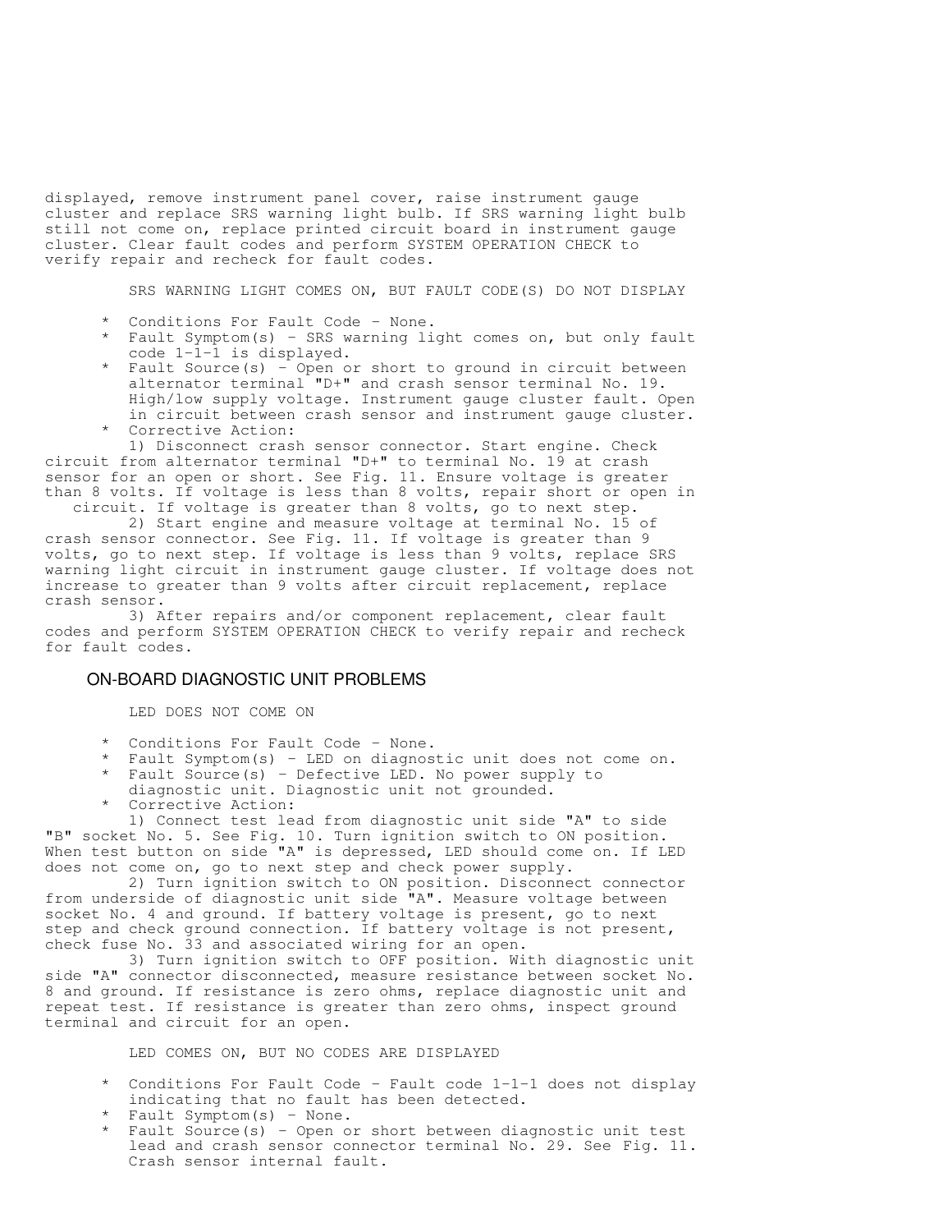displayed, remove instrument panel cover, raise instrument gauge cluster and replace SRS warning light bulb. If SRS warning light bulb still not come on, replace printed circuit board in instrument gauge cluster. Clear fault codes and perform SYSTEM OPERATION CHECK to verify repair and recheck for fault codes.

SRS WARNING LIGHT COMES ON, BUT FAULT CODE(S) DO NOT DISPLAY

* Conditions For Fault Code - None.
* Fault Symptom(s) - SRS warning light comes on, but only fault code 1-1-1 is displayed.
* Fault Source(s) - Open or short to ground in circuit between alternator terminal "D+" and crash sensor terminal No. 19. High/low supply voltage. Instrument gauge cluster fault. Open in circuit between crash sensor and instrument gauge cluster.
* Corrective Action:

1) Disconnect crash sensor connector. Start engine. Check circuit from alternator terminal "D+" to terminal No. 19 at crash sensor for an open or short. See Fig. 11. Ensure voltage is greater than 8 volts. If voltage is less than 8 volts, repair short or open in circuit. If voltage is greater than 8 volts, go to next step.

2) Start engine and measure voltage at terminal No. 15 of crash sensor connector. See Fig. 11. If voltage is greater than 9 volts, go to next step. If voltage is less than 9 volts, replace SRS warning light circuit in instrument gauge cluster. If voltage does not increase to greater than 9 volts after circuit replacement, replace crash sensor.

3) After repairs and/or component replacement, clear fault codes and perform SYSTEM OPERATION CHECK to verify repair and recheck for fault codes.

## ON-BOARD DIAGNOSTIC UNIT PROBLEMS

LED DOES NOT COME ON

* Conditions For Fault Code - None.
* Fault Symptom(s) - LED on diagnostic unit does not come on.
* Fault Source(s) - Defective LED. No power supply to diagnostic unit. Diagnostic unit not grounded.
* Corrective Action:

1) Connect test lead from diagnostic unit side "A" to side "B" socket No. 5. See Fig. 10. Turn ignition switch to ON position. When test button on side "A" is depressed, LED should come on. If LED does not come on, go to next step and check power supply.

2) Turn ignition switch to ON position. Disconnect connector from underside of diagnostic unit side "A". Measure voltage between socket No. 4 and ground. If battery voltage is present, go to next step and check ground connection. If battery voltage is not present, check fuse No. 33 and associated wiring for an open.

3) Turn ignition switch to OFF position. With diagnostic unit side "A" connector disconnected, measure resistance between socket No. 8 and ground. If resistance is zero ohms, replace diagnostic unit and repeat test. If resistance is greater than zero ohms, inspect ground terminal and circuit for an open.

LED COMES ON, BUT NO CODES ARE DISPLAYED

* Conditions For Fault Code - Fault code 1-1-1 does not display indicating that no fault has been detected.
* Fault Symptom(s) - None.
* Fault Source(s) - Open or short between diagnostic unit test lead and crash sensor connector terminal No. 29. See Fig. 11. Crash sensor internal fault.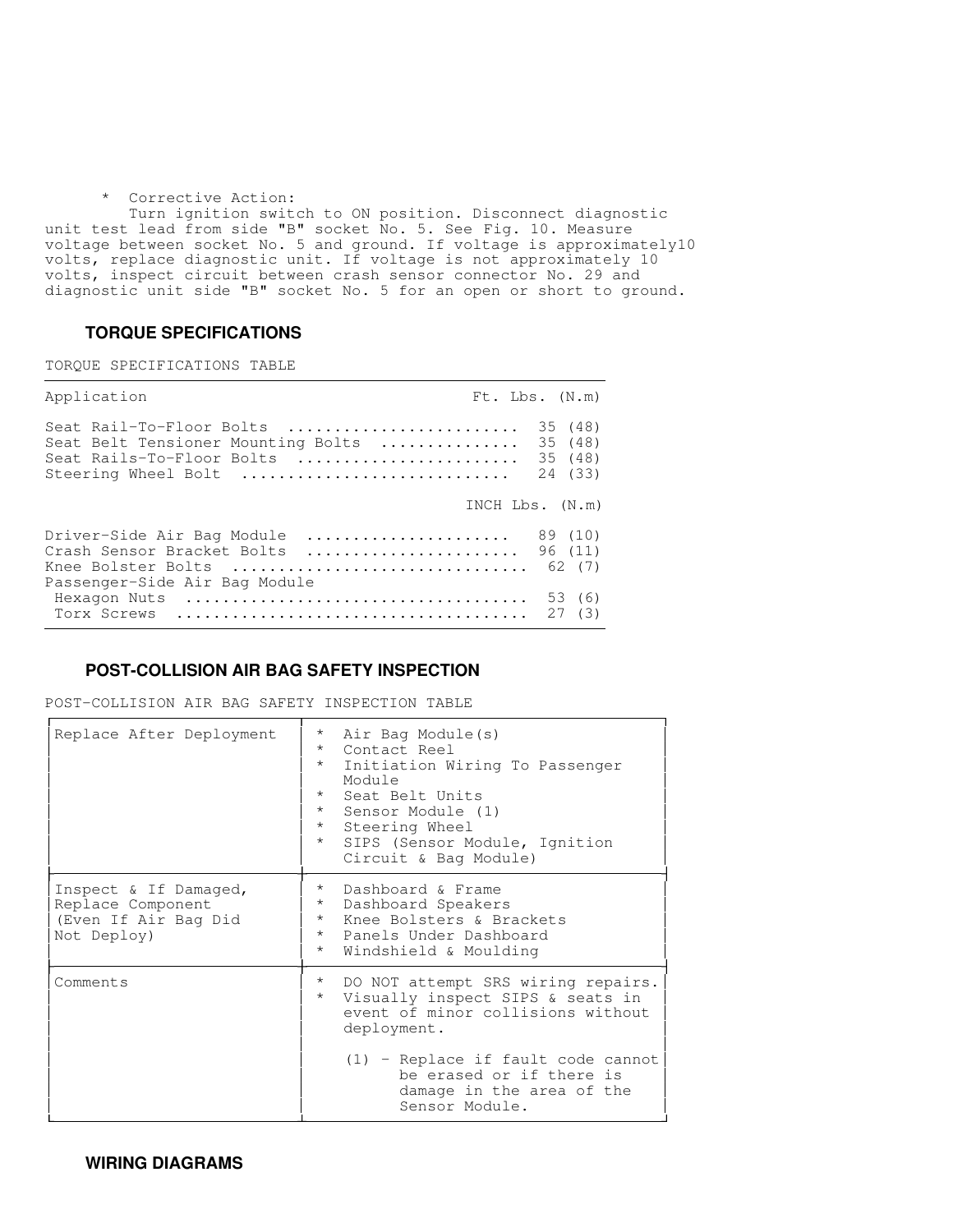* Corrective Action:

Turn ignition switch to ON position. Disconnect diagnostic unit test lead from side "B" socket No. 5. See Fig. 10. Measure voltage between socket No. 5 and ground. If voltage is approximately10 volts, replace diagnostic unit. If voltage is not approximately 10 volts, inspect circuit between crash sensor connector No. 29 and diagnostic unit side "B" socket No. 5 for an open or short to ground.

## TORQUE SPECIFICATIONS

TORQUE SPECIFICATIONS TABLE

| Application | Ft. Lbs. (N.m) |
|---|---|
| Seat Rail-To-Floor Bolts | 35 (48) |
| Seat Belt Tensioner Mounting Bolts | 35 (48) |
| Seat Rails-To-Floor Bolts | 35 (48) |
| Steering Wheel Bolt | 24 (33) |
| | INCH Lbs. (N.m) |
| Driver-Side Air Bag Module | 89 (10) |
| Crash Sensor Bracket Bolts | 96 (11) |
| Knee Bolster Bolts | 62 (7) |
| Passenger-Side Air Bag Module | |
| Hexagon Nuts | 53 (6) |
| Torx Screws | 27 (3) |

## POST-COLLISION AIR BAG SAFETY INSPECTION

POST-COLLISION AIR BAG SAFETY INSPECTION TABLE

| | |
|---|---|
| Replace After Deployment | * Air Bag Module(s)<br>* Contact Reel<br>* Initiation Wiring To Passenger Module<br>* Seat Belt Units<br>* Sensor Module (1)<br>* Steering Wheel<br>* SIPS (Sensor Module, Ignition Circuit & Bag Module) |
| Inspect & If Damaged, Replace Component (Even If Air Bag Did Not Deploy) | * Dashboard & Frame<br>* Dashboard Speakers<br>* Knee Bolsters & Brackets<br>* Panels Under Dashboard<br>* Windshield & Moulding |
| Comments | * DO NOT attempt SRS wiring repairs.<br>* Visually inspect SIPS & seats in event of minor collisions without deployment.<br><br>(1) - Replace if fault code cannot be erased or if there is damage in the area of the Sensor Module. |

## WIRING DIAGRAMS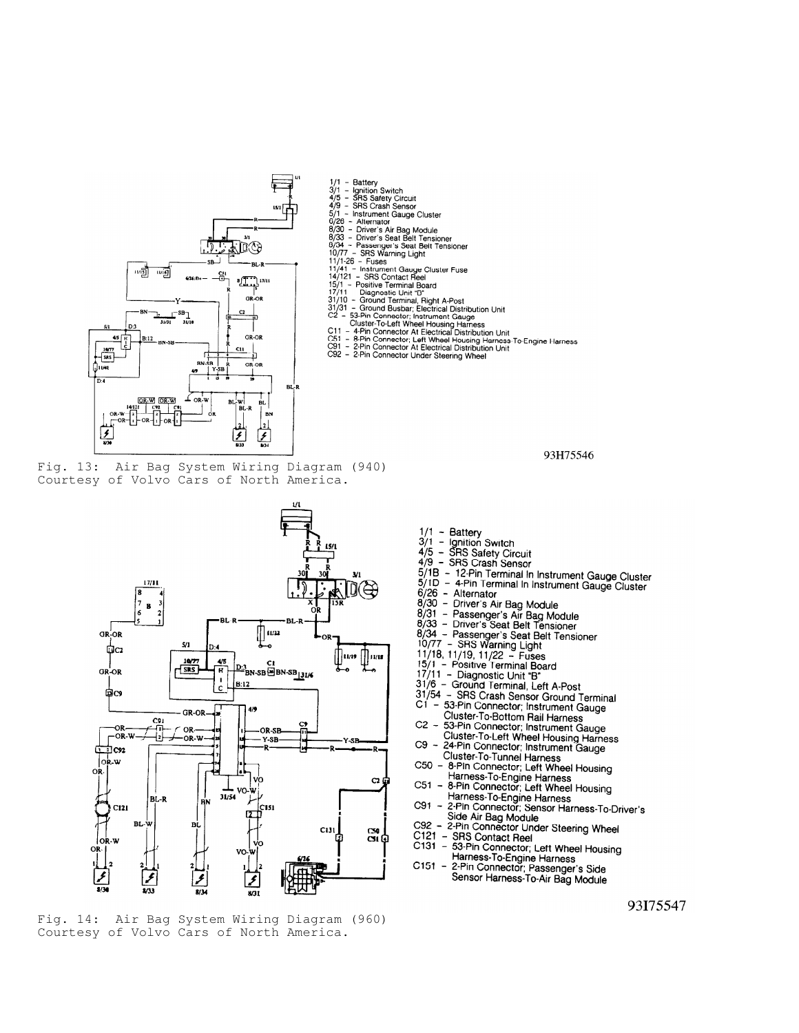1/1 - Battery
3/1 - Ignition Switch
4/5 - SRS Safety Circuit
4/9 - SRS Crash Sensor
5/1 - Instrument Gauge Cluster
6/26 - Alternator
8/30 - Driver's Air Bag Module
8/33 - Driver's Seat Belt Tensioner
8/34 - Passenger's Seat Belt Tensioner
10/77 - SRS Warning Light
11/1-26 - Fuses
11/41 - Instrument Gauge Cluster Fuse
14/121 - SRS Contact Reel
15/1 - Positive Terminal Board
17/11 Diagnostic Unit "D"
31/10 - Ground Terminal, Right A-Post
31/31 - Ground Busbar; Electrical Distribution Unit
C2 - 53-Pin Connector; Instrument Gauge Cluster-To-Left Wheel Housing Harness
C11 - 4-Pin Connector At Electrical Distribution Unit
C51 - 8-Pin Connector; Left Wheel Housing Harness-To-Engine Harness
C91 - 2-Pin Connector At Electrical Distribution Unit
C92 - 2-Pin Connector Under Steering Wheel

93H75546

Fig. 13: Air Bag System Wiring Diagram (940)
Courtesy of Volvo Cars of North America.

1/1 - Battery
3/1 - Ignition Switch
4/5 - SRS Safety Circuit
4/9 - SRS Crash Sensor
5/1B - 12-Pin Terminal In Instrument Gauge Cluster
5/1D - 4-Pin Terminal In Instrument Gauge Cluster
6/26 - Alternator
8/30 - Driver's Air Bag Module
8/31 - Passenger's Air Bag Module
8/33 - Driver's Seat Belt Tensioner
8/34 - Passenger's Seat Belt Tensioner
10/77 - SRS Warning Light
11/18, 11/19, 11/22 - Fuses
15/1 - Positive Terminal Board
17/11 - Diagnostic Unit "B"
31/6 - Ground Terminal, Left A-Post
31/54 - SRS Crash Sensor Ground Terminal
C1 - 53-Pin Connector; Instrument Gauge Cluster-To-Bottom Rail Harness
C2 - 53-Pin Connector; Instrument Gauge Cluster-To-Left Wheel Housing Harness
C9 - 24-Pin Connector; Instrument Gauge Cluster-To-Tunnel Harness
C50 - 8-Pin Connector; Left Wheel Housing Harness-To-Engine Harness
C51 - 8-Pin Connector; Left Wheel Housing Harness-To-Engine Harness
C91 - 2-Pin Connector; Sensor Harness-To-Driver's Side Air Bag Module
C92 - 2-Pin Connector Under Steering Wheel
C121 - SRS Contact Reel
C131 - 53-Pin Connector; Left Wheel Housing Harness-To-Engine Harness
C151 - 2-Pin Connector; Passenger's Side Sensor Harness-To-Air Bag Module

93I75547

Fig. 14: Air Bag System Wiring Diagram (960)
Courtesy of Volvo Cars of North America.